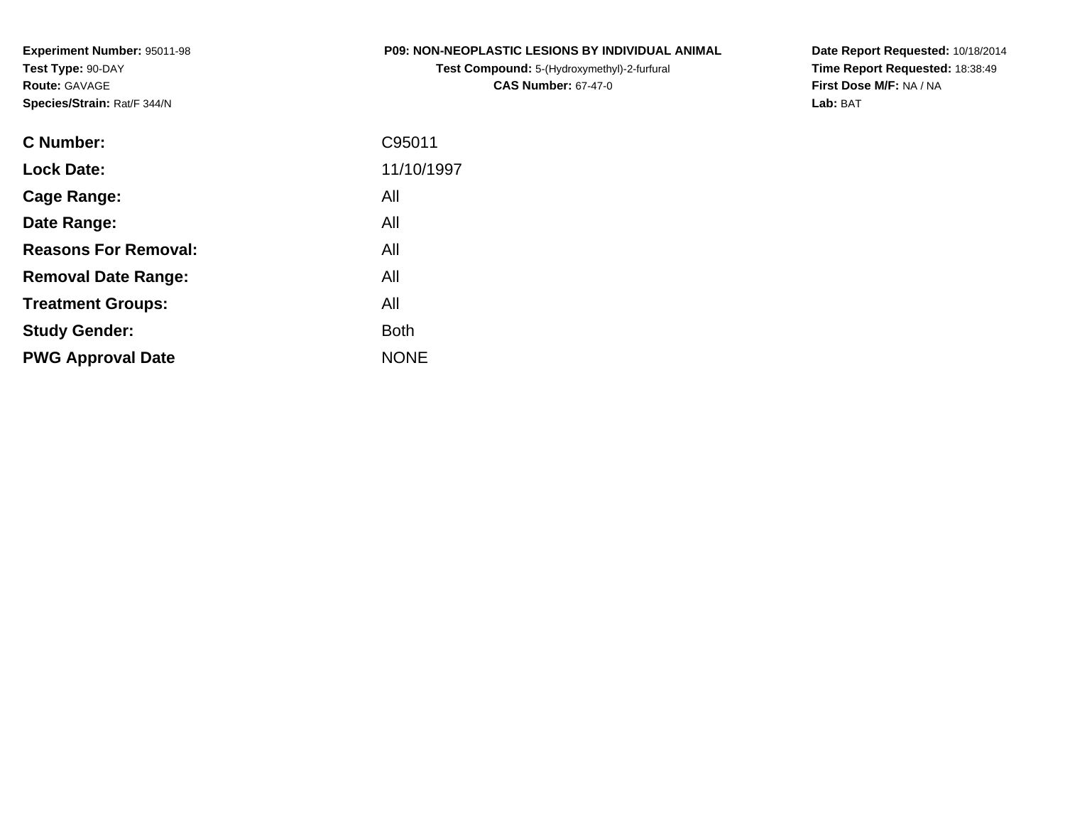**Experiment Number:** 95011-98
**Test Type:** 90-DAY
**Route:** GAVAGE
**Species/Strain:** Rat/F 344/N

**P09: NON-NEOPLASTIC LESIONS BY INDIVIDUAL ANIMAL**
**Test Compound:** 5-(Hydroxymethyl)-2-furfural
**CAS Number:** 67-47-0

**Date Report Requested:** 10/18/2014
**Time Report Requested:** 18:38:49
**First Dose M/F:** NA / NA
**Lab:** BAT

| | |
|---|---|
| **C Number:** | C95011 |
| **Lock Date:** | 11/10/1997 |
| **Cage Range:** | All |
| **Date Range:** | All |
| **Reasons For Removal:** | All |
| **Removal Date Range:** | All |
| **Treatment Groups:** | All |
| **Study Gender:** | Both |
| **PWG Approval Date** | NONE |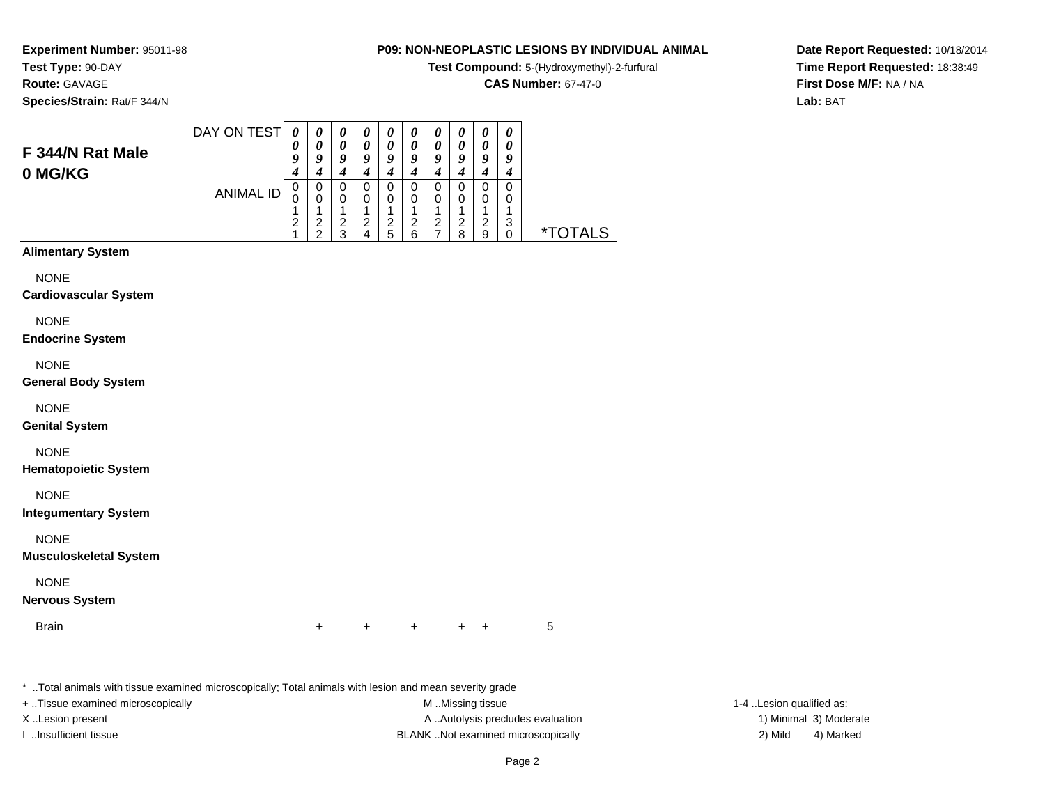**Experiment Number:** 95011-98
**Test Type:** 90-DAY
**Route:** GAVAGE
**Species/Strain:** Rat/F 344/N

**P09: NON-NEOPLASTIC LESIONS BY INDIVIDUAL ANIMAL**
**Test Compound:** 5-(Hydroxymethyl)-2-furfural
**CAS Number:** 67-47-0

**Date Report Requested:** 10/18/2014
**Time Report Requested:** 18:38:49
**First Dose M/F:** NA / NA
**Lab:** BAT

## F 344/N Rat Male 0 MG/KG

| DAY ON TEST | 0094 | 0094 | 0094 | 0094 | 0094 | 0094 | 0094 | 0094 | 0094 | 0094 | |
|---|---|---|---|---|---|---|---|---|---|---|---|
| ANIMAL ID | 00121 | 00122 | 00123 | 00124 | 00125 | 00126 | 00127 | 00128 | 00129 | 00130 | *TOTALS |
| **Alimentary System** | | | | | | | | | | | |
| NONE | | | | | | | | | | | |
| **Cardiovascular System** | | | | | | | | | | | |
| NONE | | | | | | | | | | | |
| **Endocrine System** | | | | | | | | | | | |
| NONE | | | | | | | | | | | |
| **General Body System** | | | | | | | | | | | |
| NONE | | | | | | | | | | | |
| **Genital System** | | | | | | | | | | | |
| NONE | | | | | | | | | | | |
| **Hematopoietic System** | | | | | | | | | | | |
| NONE | | | | | | | | | | | |
| **Integumentary System** | | | | | | | | | | | |
| NONE | | | | | | | | | | | |
| **Musculoskeletal System** | | | | | | | | | | | |
| NONE | | | | | | | | | | | |
| **Nervous System** | | | | | | | | | | | |
| Brain | | + | | + | | + | | + | + | | 5 |

\* ..Total animals with tissue examined microscopically; Total animals with lesion and mean severity grade
+ ..Tissue examined microscopically
X ..Lesion present
I ..Insufficient tissue
M ..Missing tissue
A ..Autolysis precludes evaluation
BLANK ..Not examined microscopically
1-4 ..Lesion qualified as:
1) Minimal 3) Moderate
2) Mild 4) Marked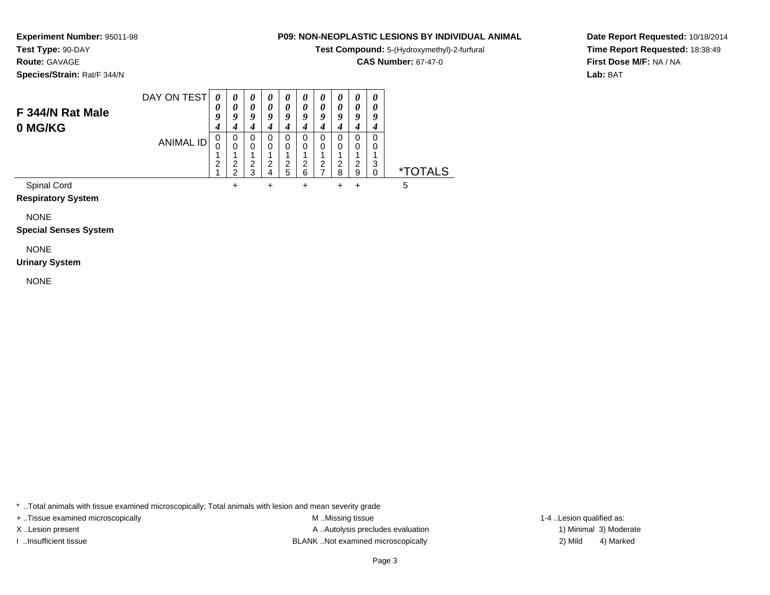**Experiment Number:** 95011-98
**Test Type:** 90-DAY
**Route:** GAVAGE
**Species/Strain:** Rat/F 344/N

**P09: NON-NEOPLASTIC LESIONS BY INDIVIDUAL ANIMAL**
**Test Compound:** 5-(Hydroxymethyl)-2-furfural
**CAS Number:** 67-47-0

**Date Report Requested:** 10/18/2014
**Time Report Requested:** 18:38:49
**First Dose M/F:** NA / NA
**Lab:** BAT

## F 344/N Rat Male
## 0 MG/KG

| DAY ON TEST | 0094 | 0094 | 0094 | 0094 | 0094 | 0094 | 0094 | 0094 | 0094 | 0094 | |
|---|---|---|---|---|---|---|---|---|---|---|---|
| ANIMAL ID | 00121 | 00122 | 00123 | 00124 | 00125 | 00126 | 00127 | 00128 | 00129 | 00130 | *TOTALS |
| Spinal Cord | | + | | + | | + | | + | + | | 5 |
| **Respiratory System** | | | | | | | | | | | |
| NONE | | | | | | | | | | | |
| **Special Senses System** | | | | | | | | | | | |
| NONE | | | | | | | | | | | |
| **Urinary System** | | | | | | | | | | | |
| NONE | | | | | | | | | | | |

* ..Total animals with tissue examined microscopically; Total animals with lesion and mean severity grade
+ ..Tissue examined microscopically
X ..Lesion present
I ..Insufficient tissue
M ..Missing tissue
A ..Autolysis precludes evaluation
BLANK ..Not examined microscopically
1-4 ..Lesion qualified as:
1) Minimal 3) Moderate
2) Mild 4) Marked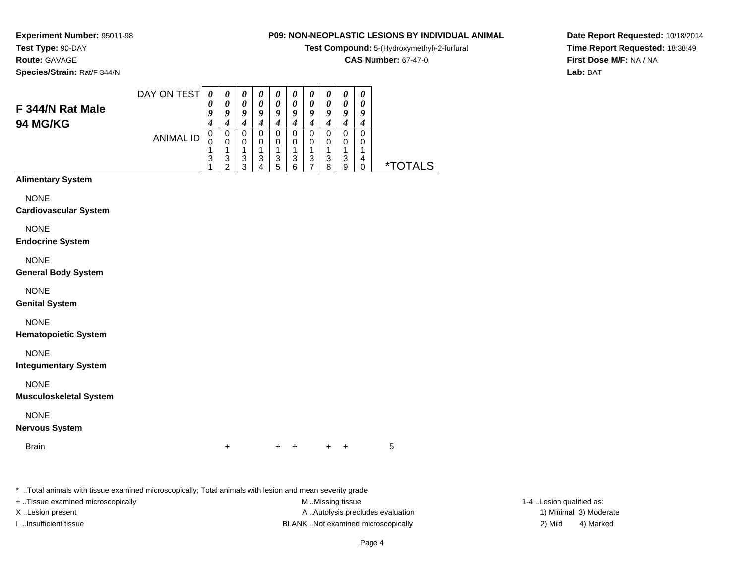**Experiment Number:** 95011-98
**Test Type:** 90-DAY
**Route:** GAVAGE
**Species/Strain:** Rat/F 344/N

**P09: NON-NEOPLASTIC LESIONS BY INDIVIDUAL ANIMAL**
**Test Compound:** 5-(Hydroxymethyl)-2-furfural
**CAS Number:** 67-47-0

**Date Report Requested:** 10/18/2014
**Time Report Requested:** 18:38:49
**First Dose M/F:** NA / NA
**Lab:** BAT

## F 344/N Rat Male 94 MG/KG

| | | | | | | | | | | | |
|---|---|---|---|---|---|---|---|---|---|---|---|
| DAY ON TEST | 0094 | 0094 | 0094 | 0094 | 0094 | 0094 | 0094 | 0094 | 0094 | 0094 | |
| ANIMAL ID | 00131 | 00132 | 00133 | 00134 | 00135 | 00136 | 00137 | 00138 | 00139 | 00140 | *TOTALS |
| **Alimentary System** | | | | | | | | | | | |
| NONE | | | | | | | | | | | |
| **Cardiovascular System** | | | | | | | | | | | |
| NONE | | | | | | | | | | | |
| **Endocrine System** | | | | | | | | | | | |
| NONE | | | | | | | | | | | |
| **General Body System** | | | | | | | | | | | |
| NONE | | | | | | | | | | | |
| **Genital System** | | | | | | | | | | | |
| NONE | | | | | | | | | | | |
| **Hematopoietic System** | | | | | | | | | | | |
| NONE | | | | | | | | | | | |
| **Integumentary System** | | | | | | | | | | | |
| NONE | | | | | | | | | | | |
| **Musculoskeletal System** | | | | | | | | | | | |
| NONE | | | | | | | | | | | |
| **Nervous System** | | | | | | | | | | | |
| Brain | | + | | | + | + | | + | + | | 5 |

\* ..Total animals with tissue examined microscopically; Total animals with lesion and mean severity grade

+ ..Tissue examined microscopically
X ..Lesion present
I ..Insufficient tissue

M ..Missing tissue
A ..Autolysis precludes evaluation
BLANK ..Not examined microscopically

1-4 ..Lesion qualified as:
1) Minimal 3) Moderate
2) Mild 4) Marked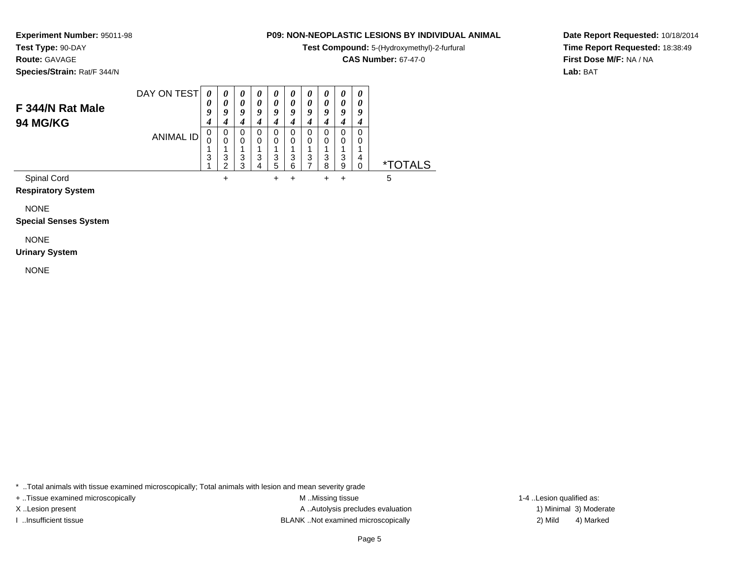**Experiment Number:** 95011-98
**Test Type:** 90-DAY
**Route:** GAVAGE
**Species/Strain:** Rat/F 344/N

**P09: NON-NEOPLASTIC LESIONS BY INDIVIDUAL ANIMAL**
**Test Compound:** 5-(Hydroxymethyl)-2-furfural
**CAS Number:** 67-47-0

**Date Report Requested:** 10/18/2014
**Time Report Requested:** 18:38:49
**First Dose M/F:** NA / NA
**Lab:** BAT

## F 344/N Rat Male 94 MG/KG

| DAY ON TEST | 0094 | 0094 | 0094 | 0094 | 0094 | 0094 | 0094 | 0094 | 0094 | 0094 | |
|---|---|---|---|---|---|---|---|---|---|---|---|
| ANIMAL ID | 00131 | 00132 | 00133 | 00134 | 00135 | 00136 | 00137 | 00138 | 00139 | 00140 | *TOTALS |
| Spinal Cord | | + | | | + | + | | + | + | | 5 |
| **Respiratory System** | | | | | | | | | | | |
| NONE | | | | | | | | | | | |
| **Special Senses System** | | | | | | | | | | | |
| NONE | | | | | | | | | | | |
| **Urinary System** | | | | | | | | | | | |
| NONE | | | | | | | | | | | |

* ..Total animals with tissue examined microscopically; Total animals with lesion and mean severity grade
+ ..Tissue examined microscopically
X ..Lesion present
I ..Insufficient tissue
M ..Missing tissue
A ..Autolysis precludes evaluation
BLANK ..Not examined microscopically
1-4 ..Lesion qualified as:
1) Minimal 3) Moderate
2) Mild 4) Marked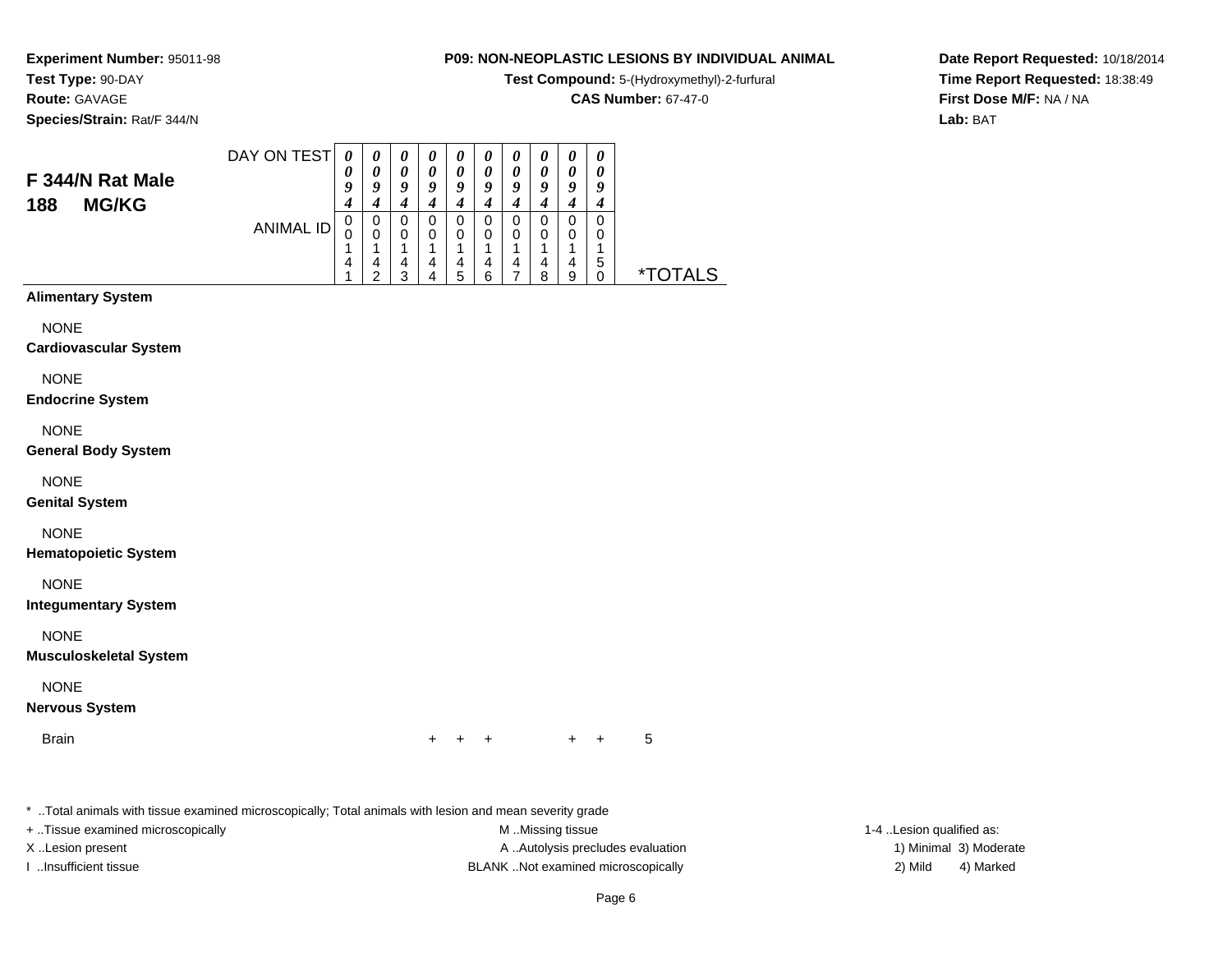**Experiment Number:** 95011-98
**Test Type:** 90-DAY
**Route:** GAVAGE
**Species/Strain:** Rat/F 344/N

**P09: NON-NEOPLASTIC LESIONS BY INDIVIDUAL ANIMAL**
**Test Compound:** 5-(Hydroxymethyl)-2-furfural
**CAS Number:** 67-47-0

**Date Report Requested:** 10/18/2014
**Time Report Requested:** 18:38:49
**First Dose M/F:** NA / NA
**Lab:** BAT

## F 344/N Rat Male
## 188 MG/KG

| DAY ON TEST | 0094 | 0094 | 0094 | 0094 | 0094 | 0094 | 0094 | 0094 | 0094 | 0094 | |
|---|---|---|---|---|---|---|---|---|---|---|---|
| **ANIMAL ID** | 00141 | 00142 | 00143 | 00144 | 00145 | 00146 | 00147 | 00148 | 00149 | 00150 | ***TOTALS** |
| **Alimentary System** | | | | | | | | | | | |
| NONE | | | | | | | | | | | |
| **Cardiovascular System** | | | | | | | | | | | |
| NONE | | | | | | | | | | | |
| **Endocrine System** | | | | | | | | | | | |
| NONE | | | | | | | | | | | |
| **General Body System** | | | | | | | | | | | |
| NONE | | | | | | | | | | | |
| **Genital System** | | | | | | | | | | | |
| NONE | | | | | | | | | | | |
| **Hematopoietic System** | | | | | | | | | | | |
| NONE | | | | | | | | | | | |
| **Integumentary System** | | | | | | | | | | | |
| NONE | | | | | | | | | | | |
| **Musculoskeletal System** | | | | | | | | | | | |
| NONE | | | | | | | | | | | |
| **Nervous System** | | | | | | | | | | | |
| Brain | | | | + | + | + | | | + | + | 5 |

* ..Total animals with tissue examined microscopically; Total animals with lesion and mean severity grade
+ ..Tissue examined microscopically
X ..Lesion present
I ..Insufficient tissue
M ..Missing tissue
A ..Autolysis precludes evaluation
BLANK ..Not examined microscopically
1-4 ..Lesion qualified as:
1) Minimal 3) Moderate
2) Mild 4) Marked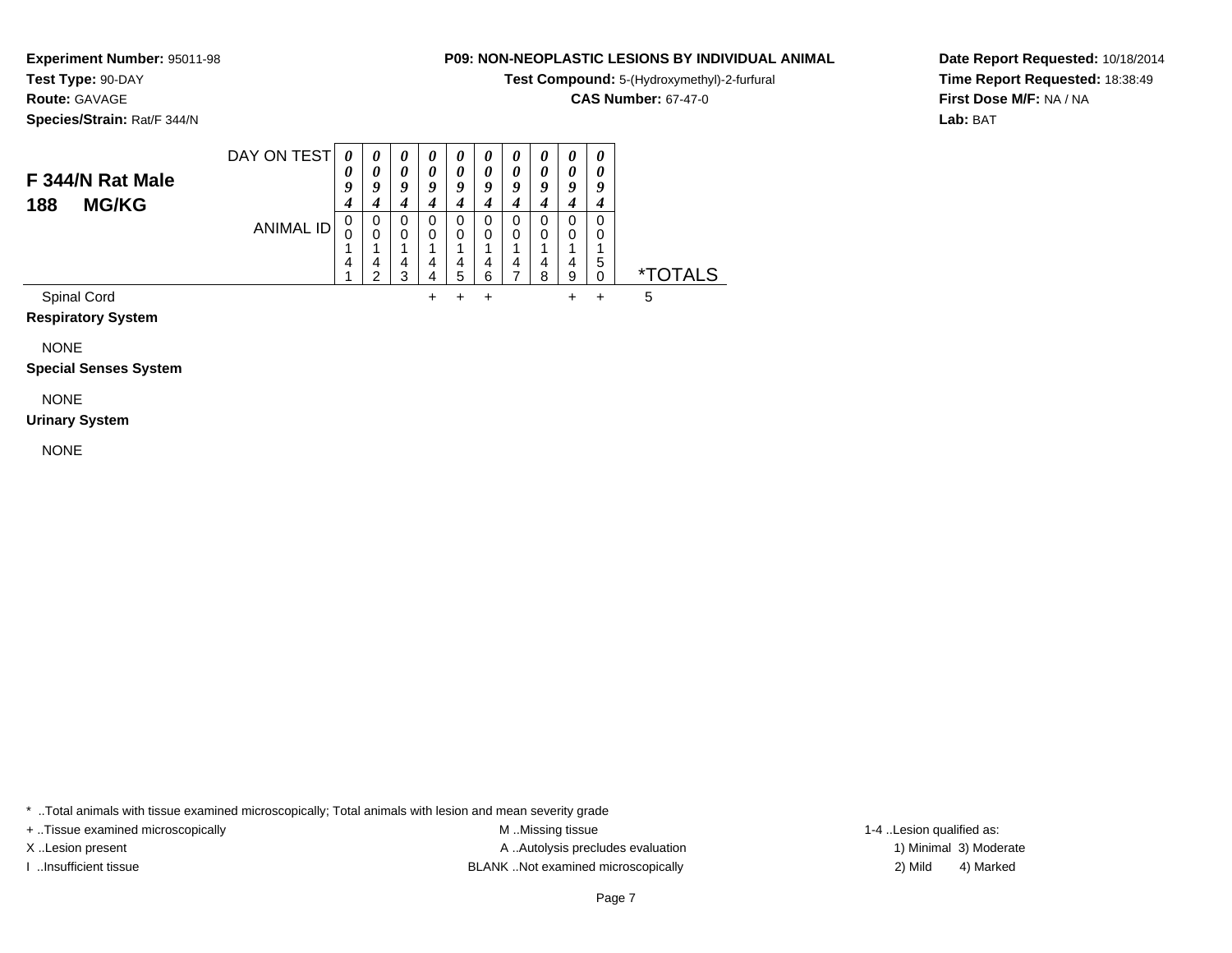**Experiment Number:** 95011-98
**Test Type:** 90-DAY
**Route:** GAVAGE
**Species/Strain:** Rat/F 344/N

**P09: NON-NEOPLASTIC LESIONS BY INDIVIDUAL ANIMAL**
**Test Compound:** 5-(Hydroxymethyl)-2-furfural
**CAS Number:** 67-47-0

**Date Report Requested:** 10/18/2014
**Time Report Requested:** 18:38:49
**First Dose M/F:** NA / NA
**Lab:** BAT

## F 344/N Rat Male
## 188 MG/KG

| DAY ON TEST | 0094 | 0094 | 0094 | 0094 | 0094 | 0094 | 0094 | 0094 | 0094 | 0094 | |
|---|---|---|---|---|---|---|---|---|---|---|---|
| ANIMAL ID | 00141 | 00142 | 00143 | 00144 | 00145 | 00146 | 00147 | 00148 | 00149 | 00150 | *TOTALS |
| Spinal Cord | | | | + | + | + | | | + | + | 5 |
| **Respiratory System** | | | | | | | | | | | |
| NONE | | | | | | | | | | | |
| **Special Senses System** | | | | | | | | | | | |
| NONE | | | | | | | | | | | |
| **Urinary System** | | | | | | | | | | | |
| NONE | | | | | | | | | | | |

* ..Total animals with tissue examined microscopically; Total animals with lesion and mean severity grade

+ ..Tissue examined microscopically
X ..Lesion present
I ..Insufficient tissue

M ..Missing tissue
A ..Autolysis precludes evaluation
BLANK ..Not examined microscopically

1-4 ..Lesion qualified as:
1) Minimal 3) Moderate
2) Mild 4) Marked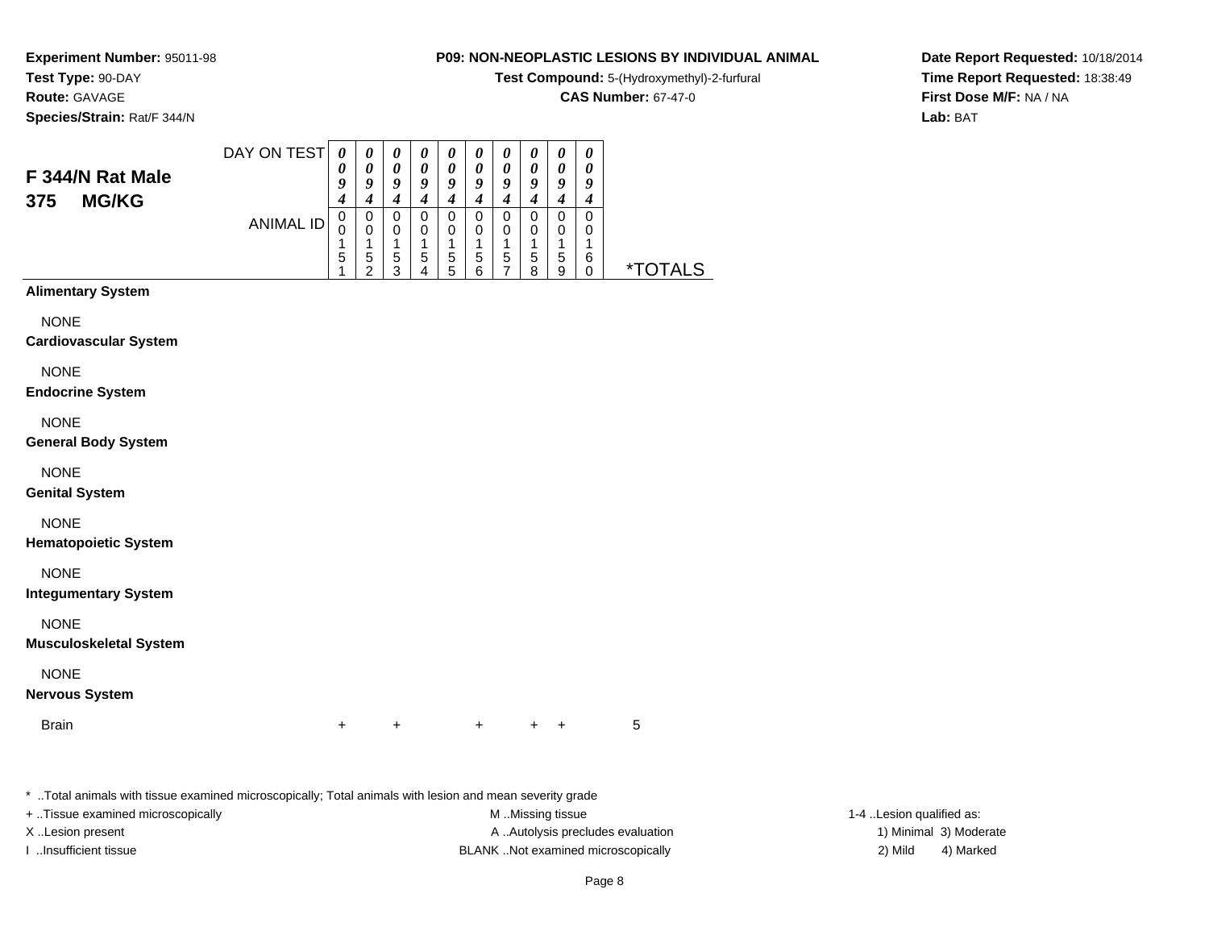**Experiment Number:** 95011-98
**Test Type:** 90-DAY
**Route:** GAVAGE
**Species/Strain:** Rat/F 344/N

**P09: NON-NEOPLASTIC LESIONS BY INDIVIDUAL ANIMAL**
**Test Compound:** 5-(Hydroxymethyl)-2-furfural
**CAS Number:** 67-47-0

**Date Report Requested:** 10/18/2014
**Time Report Requested:** 18:38:49
**First Dose M/F:** NA / NA
**Lab:** BAT

## F 344/N Rat Male 375 MG/KG

| DAY ON TEST | 0094 | 0094 | 0094 | 0094 | 0094 | 0094 | 0094 | 0094 | 0094 | 0094 | |
|---|---|---|---|---|---|---|---|---|---|---|---|
| **ANIMAL ID** | 00151 | 00152 | 00153 | 00154 | 00155 | 00156 | 00157 | 00158 | 00159 | 00160 | ***TOTALS** |
| **Alimentary System** | | | | | | | | | | | |
| NONE | | | | | | | | | | | |
| **Cardiovascular System** | | | | | | | | | | | |
| NONE | | | | | | | | | | | |
| **Endocrine System** | | | | | | | | | | | |
| NONE | | | | | | | | | | | |
| **General Body System** | | | | | | | | | | | |
| NONE | | | | | | | | | | | |
| **Genital System** | | | | | | | | | | | |
| NONE | | | | | | | | | | | |
| **Hematopoietic System** | | | | | | | | | | | |
| NONE | | | | | | | | | | | |
| **Integumentary System** | | | | | | | | | | | |
| NONE | | | | | | | | | | | |
| **Musculoskeletal System** | | | | | | | | | | | |
| NONE | | | | | | | | | | | |
| **Nervous System** | | | | | | | | | | | |
| Brain | + | + | | | | + | | + | + | | 5 |

* ..Total animals with tissue examined microscopically; Total animals with lesion and mean severity grade

+ ..Tissue examined microscopically
X ..Lesion present
I ..Insufficient tissue

M ..Missing tissue
A ..Autolysis precludes evaluation
BLANK ..Not examined microscopically

1-4 ..Lesion qualified as:
1) Minimal 3) Moderate
2) Mild 4) Marked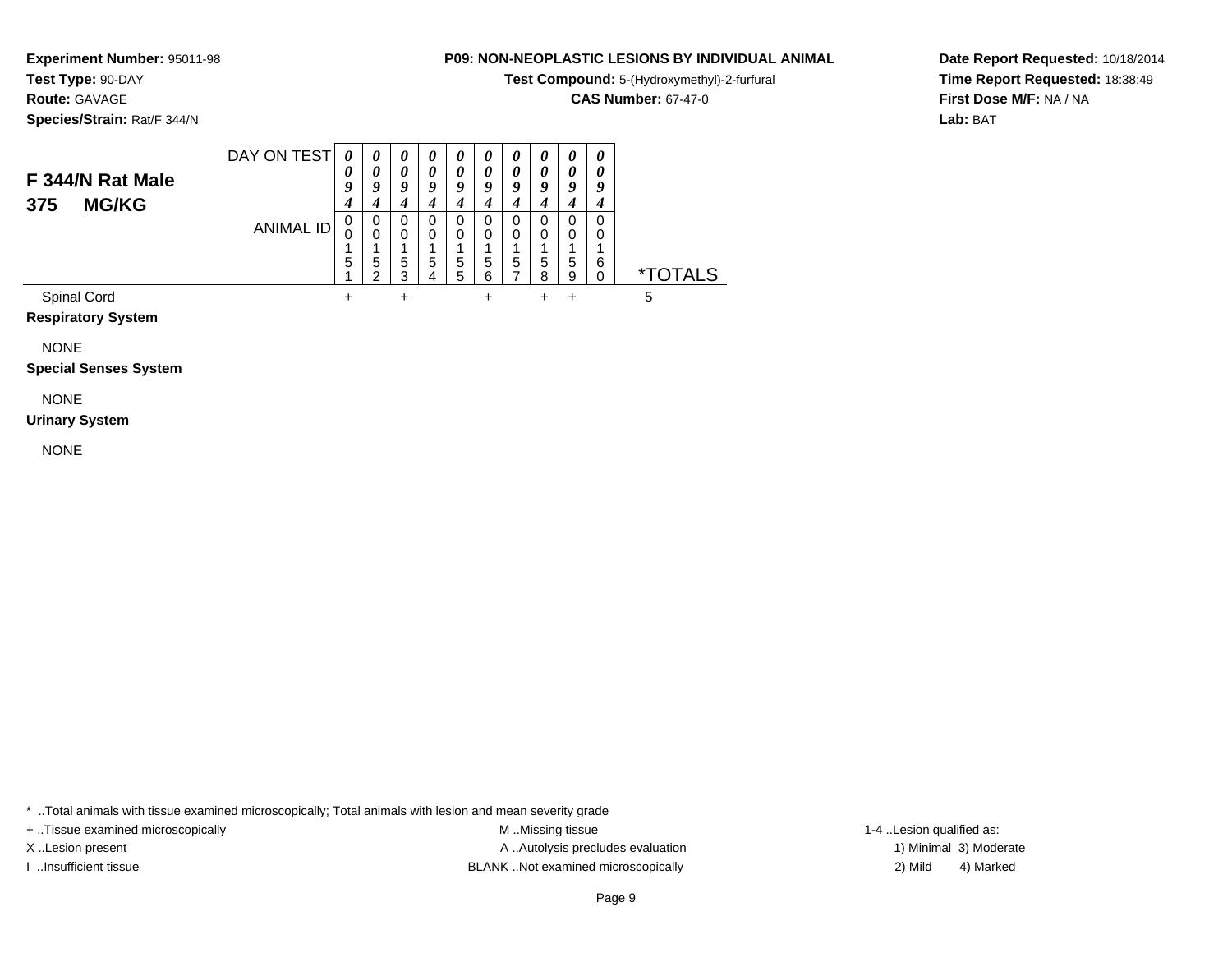**Experiment Number:** 95011-98
**Test Type:** 90-DAY
**Route:** GAVAGE
**Species/Strain:** Rat/F 344/N

**P09: NON-NEOPLASTIC LESIONS BY INDIVIDUAL ANIMAL**
**Test Compound:** 5-(Hydroxymethyl)-2-furfural
**CAS Number:** 67-47-0

**Date Report Requested:** 10/18/2014
**Time Report Requested:** 18:38:49
**First Dose M/F:** NA / NA
**Lab:** BAT

## F 344/N Rat Male 375 MG/KG

| DAY ON TEST | 0094 | 0094 | 0094 | 0094 | 0094 | 0094 | 0094 | 0094 | 0094 | 0094 | |
|---|---|---|---|---|---|---|---|---|---|---|---|
| **ANIMAL ID** | 00151 | 00152 | 00153 | 00154 | 00155 | 00156 | 00157 | 00158 | 00159 | 00160 | ***TOTALS** |
| Spinal Cord | + | | + | | | + | | + | + | | 5 |
| **Respiratory System** | | | | | | | | | | | |
| NONE | | | | | | | | | | | |
| **Special Senses System** | | | | | | | | | | | |
| NONE | | | | | | | | | | | |
| **Urinary System** | | | | | | | | | | | |
| NONE | | | | | | | | | | | |

* ..Total animals with tissue examined microscopically; Total animals with lesion and mean severity grade
+ ..Tissue examined microscopically
X ..Lesion present
I ..Insufficient tissue
M ..Missing tissue
A ..Autolysis precludes evaluation
BLANK ..Not examined microscopically
1-4 ..Lesion qualified as:
1) Minimal 3) Moderate
2) Mild 4) Marked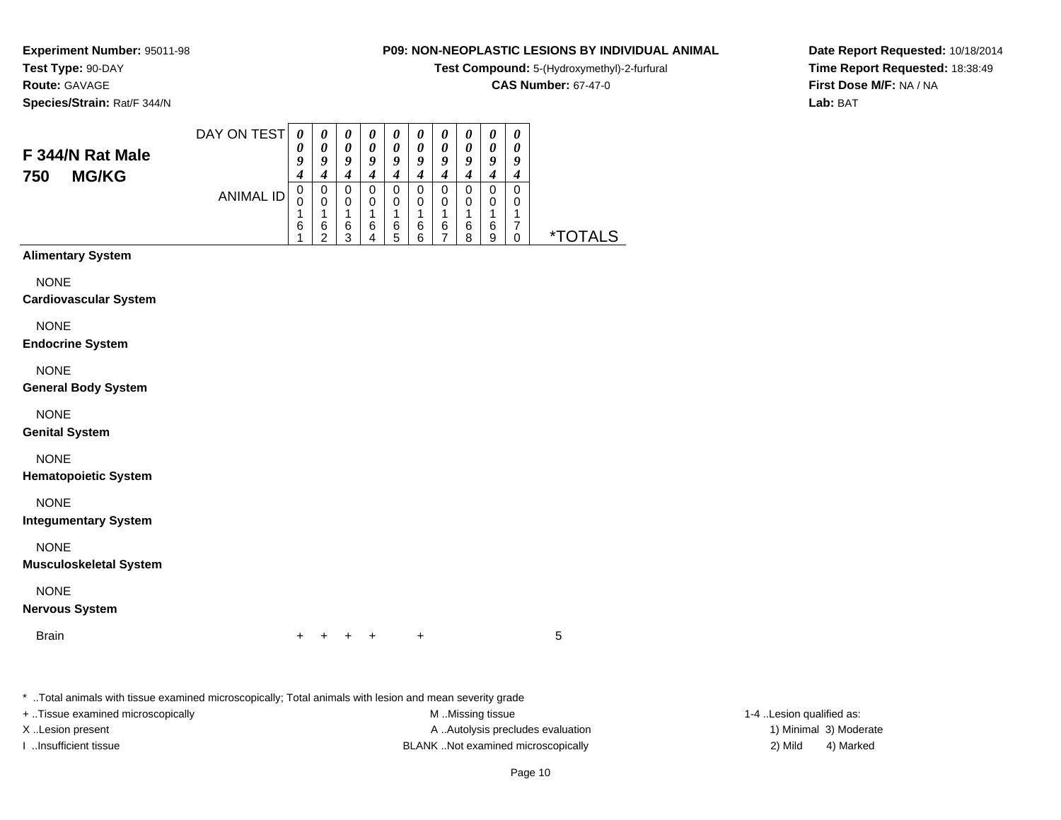**Experiment Number:** 95011-98
**Test Type:** 90-DAY
**Route:** GAVAGE
**Species/Strain:** Rat/F 344/N

**P09: NON-NEOPLASTIC LESIONS BY INDIVIDUAL ANIMAL**
**Test Compound:** 5-(Hydroxymethyl)-2-furfural
**CAS Number:** 67-47-0

**Date Report Requested:** 10/18/2014
**Time Report Requested:** 18:38:49
**First Dose M/F:** NA / NA
**Lab:** BAT

## F 344/N Rat Male 750 MG/KG

| DAY ON TEST | 0094 | 0094 | 0094 | 0094 | 0094 | 0094 | 0094 | 0094 | 0094 | 0094 | |
|---|---|---|---|---|---|---|---|---|---|---|---|
| ANIMAL ID | 00161 | 00162 | 00163 | 00164 | 00165 | 00166 | 00167 | 00168 | 00169 | 00170 | *TOTALS |
| **Alimentary System** | | | | | | | | | | | |
| NONE | | | | | | | | | | | |
| **Cardiovascular System** | | | | | | | | | | | |
| NONE | | | | | | | | | | | |
| **Endocrine System** | | | | | | | | | | | |
| NONE | | | | | | | | | | | |
| **General Body System** | | | | | | | | | | | |
| NONE | | | | | | | | | | | |
| **Genital System** | | | | | | | | | | | |
| NONE | | | | | | | | | | | |
| **Hematopoietic System** | | | | | | | | | | | |
| NONE | | | | | | | | | | | |
| **Integumentary System** | | | | | | | | | | | |
| NONE | | | | | | | | | | | |
| **Musculoskeletal System** | | | | | | | | | | | |
| NONE | | | | | | | | | | | |
| **Nervous System** | | | | | | | | | | | |
| Brain | + | + | + | + | | + | | | | | 5 |

* ..Total animals with tissue examined microscopically; Total animals with lesion and mean severity grade

+ ..Tissue examined microscopically
X ..Lesion present
I ..Insufficient tissue

M ..Missing tissue
A ..Autolysis precludes evaluation
BLANK ..Not examined microscopically

1-4 ..Lesion qualified as:
1) Minimal 3) Moderate
2) Mild 4) Marked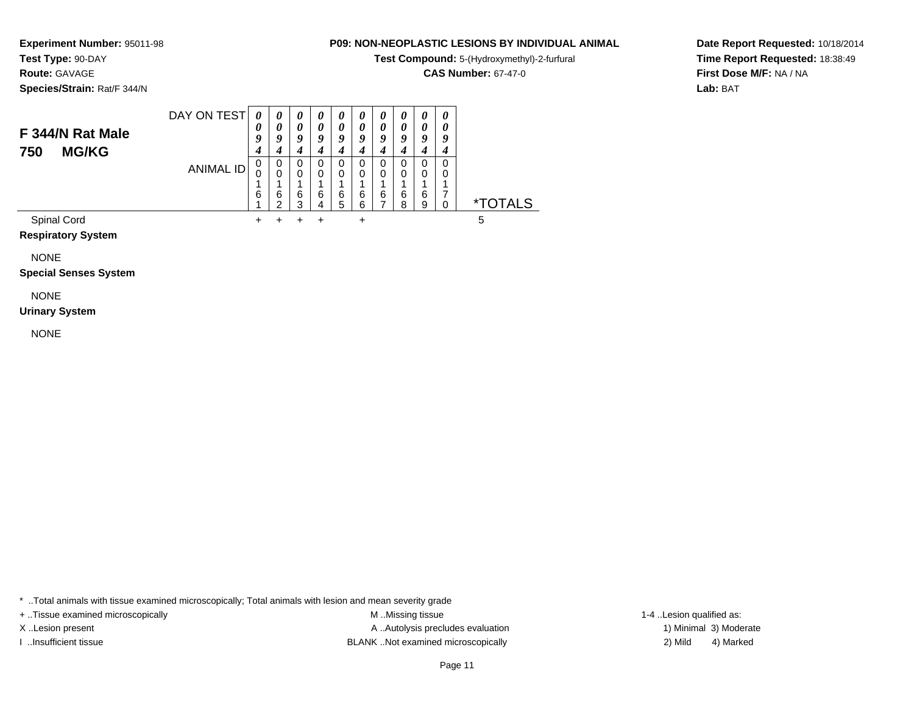**Experiment Number:** 95011-98
**Test Type:** 90-DAY
**Route:** GAVAGE
**Species/Strain:** Rat/F 344/N

**P09: NON-NEOPLASTIC LESIONS BY INDIVIDUAL ANIMAL**
**Test Compound:** 5-(Hydroxymethyl)-2-furfural
**CAS Number:** 67-47-0

**Date Report Requested:** 10/18/2014
**Time Report Requested:** 18:38:49
**First Dose M/F:** NA / NA
**Lab:** BAT

## F 344/N Rat Male
## 750 MG/KG

| DAY ON TEST | 0094 | 0094 | 0094 | 0094 | 0094 | 0094 | 0094 | 0094 | 0094 | 0094 | |
|---|---|---|---|---|---|---|---|---|---|---|---|
| ANIMAL ID | 00161 | 00162 | 00163 | 00164 | 00165 | 00166 | 00167 | 00168 | 00169 | 00170 | *TOTALS |
| Spinal Cord | + | + | + | + | | + | | | | | 5 |
| **Respiratory System** | | | | | | | | | | | |
| NONE | | | | | | | | | | | |
| **Special Senses System** | | | | | | | | | | | |
| NONE | | | | | | | | | | | |
| **Urinary System** | | | | | | | | | | | |
| NONE | | | | | | | | | | | |

* ..Total animals with tissue examined microscopically; Total animals with lesion and mean severity grade
+ ..Tissue examined microscopically
X ..Lesion present
I ..Insufficient tissue
M ..Missing tissue
A ..Autolysis precludes evaluation
BLANK ..Not examined microscopically
1-4 ..Lesion qualified as:
1) Minimal 3) Moderate
2) Mild 4) Marked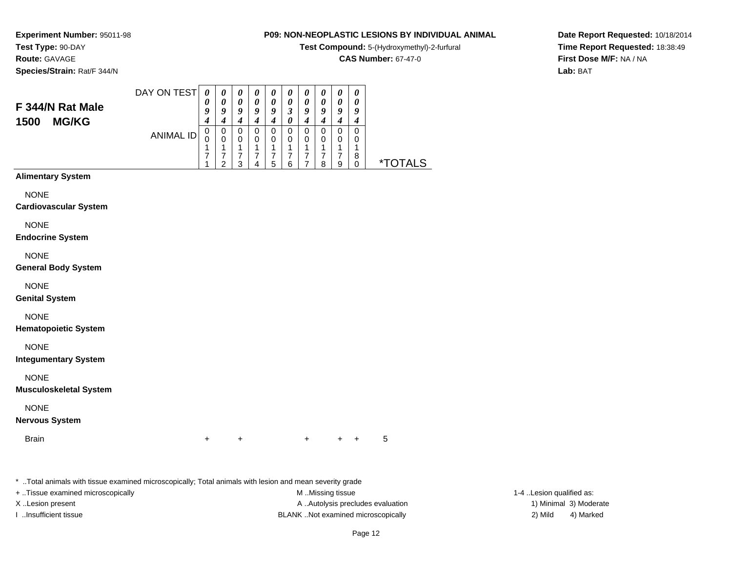**Experiment Number:** 95011-98
**Test Type:** 90-DAY
**Route:** GAVAGE
**Species/Strain:** Rat/F 344/N

**P09: NON-NEOPLASTIC LESIONS BY INDIVIDUAL ANIMAL**
**Test Compound:** 5-(Hydroxymethyl)-2-furfural
**CAS Number:** 67-47-0

**Date Report Requested:** 10/18/2014
**Time Report Requested:** 18:38:49
**First Dose M/F:** NA / NA
**Lab:** BAT

## F 344/N Rat Male 1500 MG/KG

| DAY ON TEST | 094 | 094 | 094 | 094 | 094 | 030 | 094 | 094 | 094 | 094 | |
|---|---|---|---|---|---|---|---|---|---|---|---|
| **ANIMAL ID** | 00171 | 00172 | 00173 | 00174 | 00175 | 00176 | 00177 | 00178 | 00179 | 00180 | ***TOTALS** |
| **Alimentary System** | | | | | | | | | | | |
| NONE | | | | | | | | | | | |
| **Cardiovascular System** | | | | | | | | | | | |
| NONE | | | | | | | | | | | |
| **Endocrine System** | | | | | | | | | | | |
| NONE | | | | | | | | | | | |
| **General Body System** | | | | | | | | | | | |
| NONE | | | | | | | | | | | |
| **Genital System** | | | | | | | | | | | |
| NONE | | | | | | | | | | | |
| **Hematopoietic System** | | | | | | | | | | | |
| NONE | | | | | | | | | | | |
| **Integumentary System** | | | | | | | | | | | |
| NONE | | | | | | | | | | | |
| **Musculoskeletal System** | | | | | | | | | | | |
| NONE | | | | | | | | | | | |
| **Nervous System** | | | | | | | | | | | |
| Brain | + | | + | | | | + | | + | + | 5 |

* ..Total animals with tissue examined microscopically; Total animals with lesion and mean severity grade

+ ..Tissue examined microscopically
X ..Lesion present
I ..Insufficient tissue

M ..Missing tissue
A ..Autolysis precludes evaluation
BLANK ..Not examined microscopically

1-4 ..Lesion qualified as:
1) Minimal 3) Moderate
2) Mild 4) Marked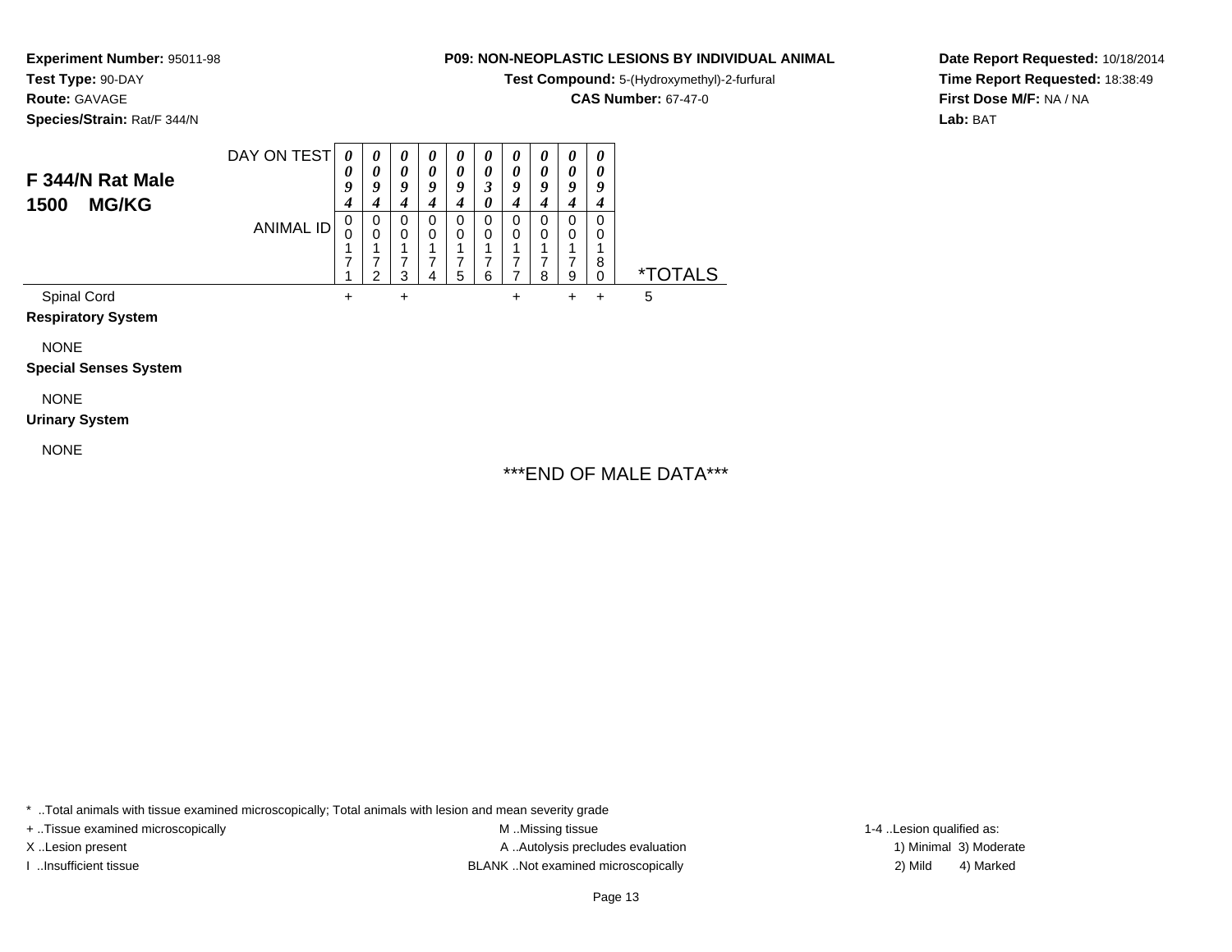**Experiment Number:** 95011-98
**Test Type:** 90-DAY
**Route:** GAVAGE
**Species/Strain:** Rat/F 344/N

**P09: NON-NEOPLASTIC LESIONS BY INDIVIDUAL ANIMAL**
**Test Compound:** 5-(Hydroxymethyl)-2-furfural
**CAS Number:** 67-47-0

**Date Report Requested:** 10/18/2014
**Time Report Requested:** 18:38:49
**First Dose M/F:** NA / NA
**Lab:** BAT

## F 344/N Rat Male
## 1500 MG/KG

| DAY ON TEST | 0094 | 0094 | 0094 | 0094 | 0094 | 0030 | 0094 | 0094 | 0094 | 0094 | |
|---|---|---|---|---|---|---|---|---|---|---|---|
| ANIMAL ID | 00171 | 00172 | 00173 | 00174 | 00175 | 00176 | 00177 | 00178 | 00179 | 00180 | *TOTALS |
| Spinal Cord | + | | + | | | | + | | + | + | 5 |
| **Respiratory System** | | | | | | | | | | | |
| NONE | | | | | | | | | | | |
| **Special Senses System** | | | | | | | | | | | |
| NONE | | | | | | | | | | | |
| **Urinary System** | | | | | | | | | | | |
| NONE | | | | | | | | | | | |

***END OF MALE DATA***

* ..Total animals with tissue examined microscopically; Total animals with lesion and mean severity grade
+ ..Tissue examined microscopically
X ..Lesion present
I ..Insufficient tissue
M ..Missing tissue
A ..Autolysis precludes evaluation
BLANK ..Not examined microscopically
1-4 ..Lesion qualified as:
1) Minimal 3) Moderate
2) Mild 4) Marked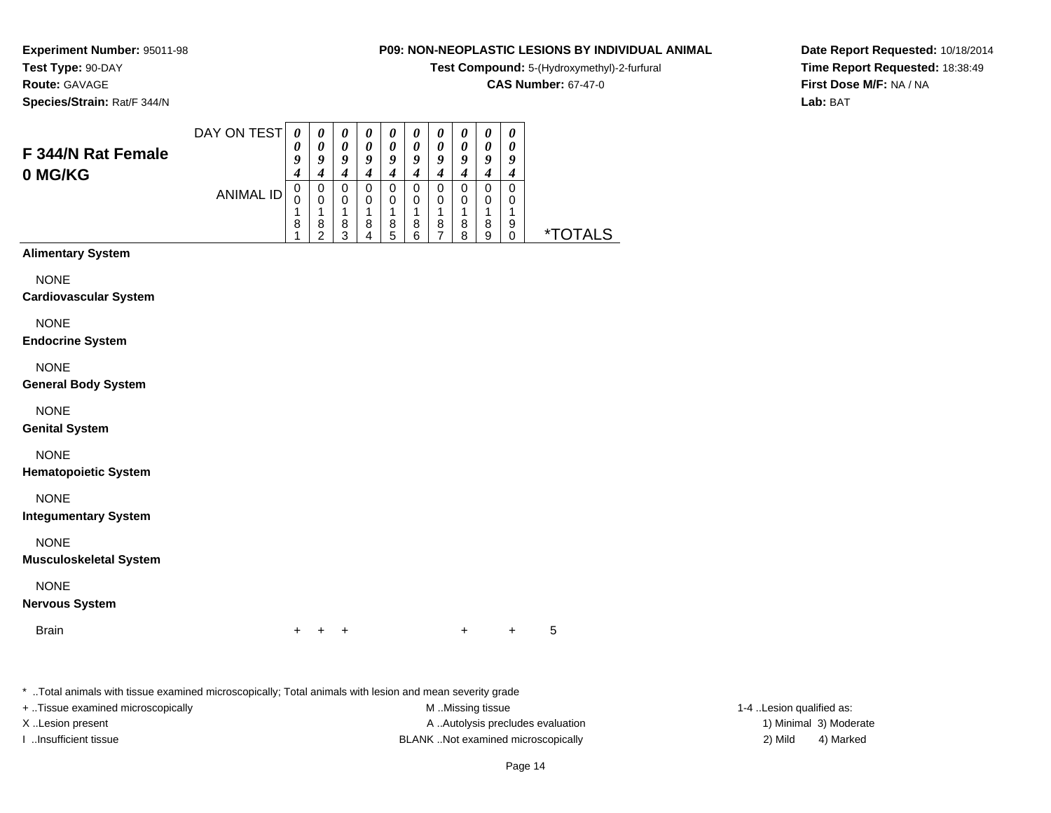**Experiment Number:** 95011-98
**Test Type:** 90-DAY
**Route:** GAVAGE
**Species/Strain:** Rat/F 344/N

**P09: NON-NEOPLASTIC LESIONS BY INDIVIDUAL ANIMAL**
**Test Compound:** 5-(Hydroxymethyl)-2-furfural
**CAS Number:** 67-47-0

**Date Report Requested:** 10/18/2014
**Time Report Requested:** 18:38:49
**First Dose M/F:** NA / NA
**Lab:** BAT

## F 344/N Rat Female 0 MG/KG

| DAY ON TEST | 0094 | 0094 | 0094 | 0094 | 0094 | 0094 | 0094 | 0094 | 0094 | 0094 | |
|---|---|---|---|---|---|---|---|---|---|---|---|
| ANIMAL ID | 00181 | 00182 | 00183 | 00184 | 00185 | 00186 | 00187 | 00188 | 00189 | 00190 | *TOTALS |
| **Alimentary System** | | | | | | | | | | | |
| NONE | | | | | | | | | | | |
| **Cardiovascular System** | | | | | | | | | | | |
| NONE | | | | | | | | | | | |
| **Endocrine System** | | | | | | | | | | | |
| NONE | | | | | | | | | | | |
| **General Body System** | | | | | | | | | | | |
| NONE | | | | | | | | | | | |
| **Genital System** | | | | | | | | | | | |
| NONE | | | | | | | | | | | |
| **Hematopoietic System** | | | | | | | | | | | |
| NONE | | | | | | | | | | | |
| **Integumentary System** | | | | | | | | | | | |
| NONE | | | | | | | | | | | |
| **Musculoskeletal System** | | | | | | | | | | | |
| NONE | | | | | | | | | | | |
| **Nervous System** | | | | | | | | | | | |
| Brain | + | + | + | | | | | + | | + | 5 |

* ..Total animals with tissue examined microscopically; Total animals with lesion and mean severity grade

+ ..Tissue examined microscopically
X ..Lesion present
I ..Insufficient tissue

M ..Missing tissue
A ..Autolysis precludes evaluation
BLANK ..Not examined microscopically

1-4 ..Lesion qualified as:
1) Minimal 3) Moderate
2) Mild 4) Marked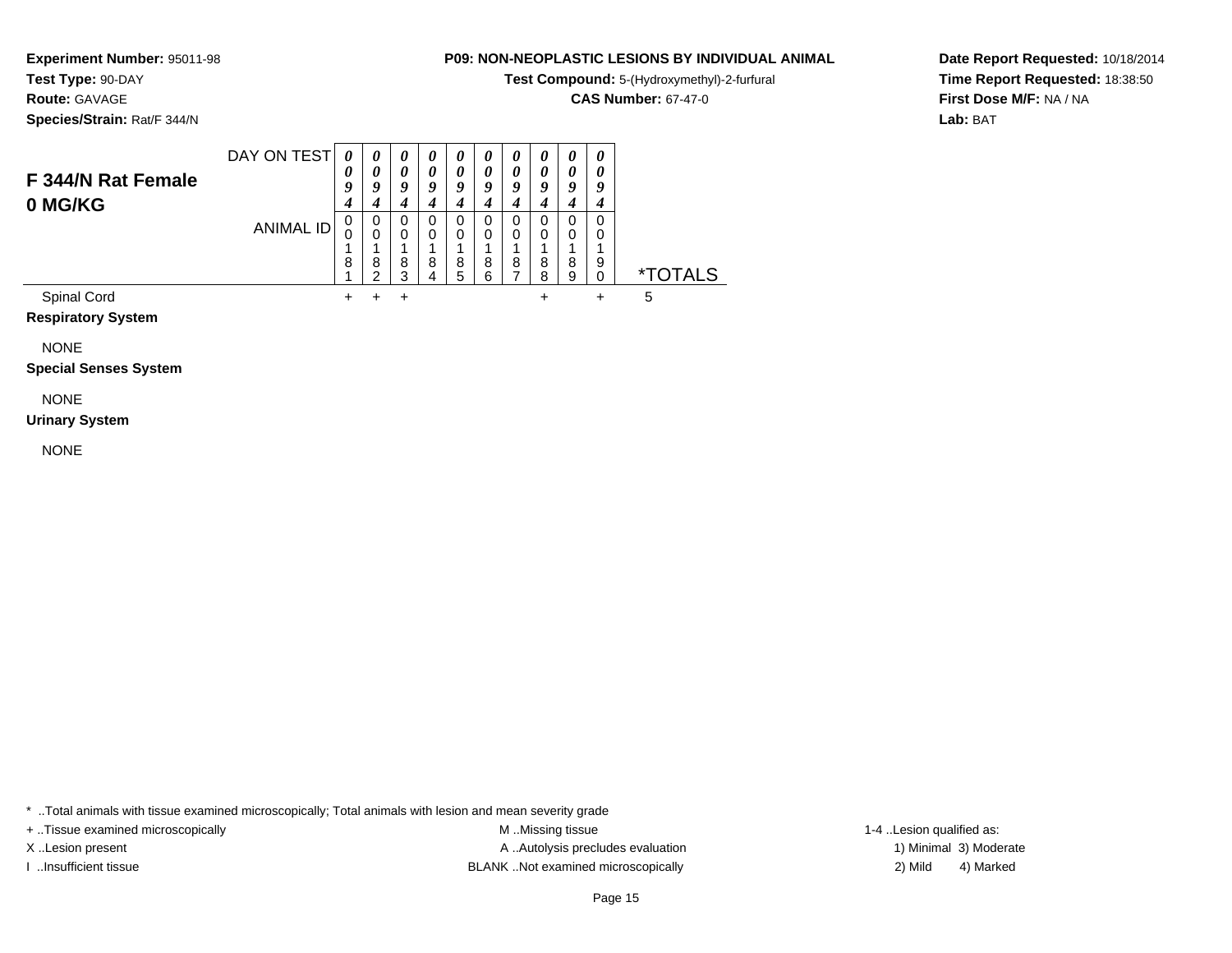**Experiment Number:** 95011-98
**Test Type:** 90-DAY
**Route:** GAVAGE
**Species/Strain:** Rat/F 344/N

**P09: NON-NEOPLASTIC LESIONS BY INDIVIDUAL ANIMAL**
**Test Compound:** 5-(Hydroxymethyl)-2-furfural
**CAS Number:** 67-47-0

**Date Report Requested:** 10/18/2014
**Time Report Requested:** 18:38:50
**First Dose M/F:** NA / NA
**Lab:** BAT

## F 344/N Rat Female 0 MG/KG

| | | | | | | | | | | | |
|---|---|---|---|---|---|---|---|---|---|---|---|
| DAY ON TEST | 0094 | 0094 | 0094 | 0094 | 0094 | 0094 | 0094 | 0094 | 0094 | 0094 | |
| ANIMAL ID | 00181 | 00182 | 00183 | 00184 | 00185 | 00186 | 00187 | 00188 | 00189 | 00190 | *TOTALS |
| Spinal Cord | + | + | + | | | | | + | | + | 5 |
| **Respiratory System** | | | | | | | | | | | |
| NONE | | | | | | | | | | | |
| **Special Senses System** | | | | | | | | | | | |
| NONE | | | | | | | | | | | |
| **Urinary System** | | | | | | | | | | | |
| NONE | | | | | | | | | | | |

* ..Total animals with tissue examined microscopically; Total animals with lesion and mean severity grade

+ ..Tissue examined microscopically
X ..Lesion present
I ..Insufficient tissue

M ..Missing tissue
A ..Autolysis precludes evaluation
BLANK ..Not examined microscopically

1-4 ..Lesion qualified as:
1) Minimal 3) Moderate
2) Mild 4) Marked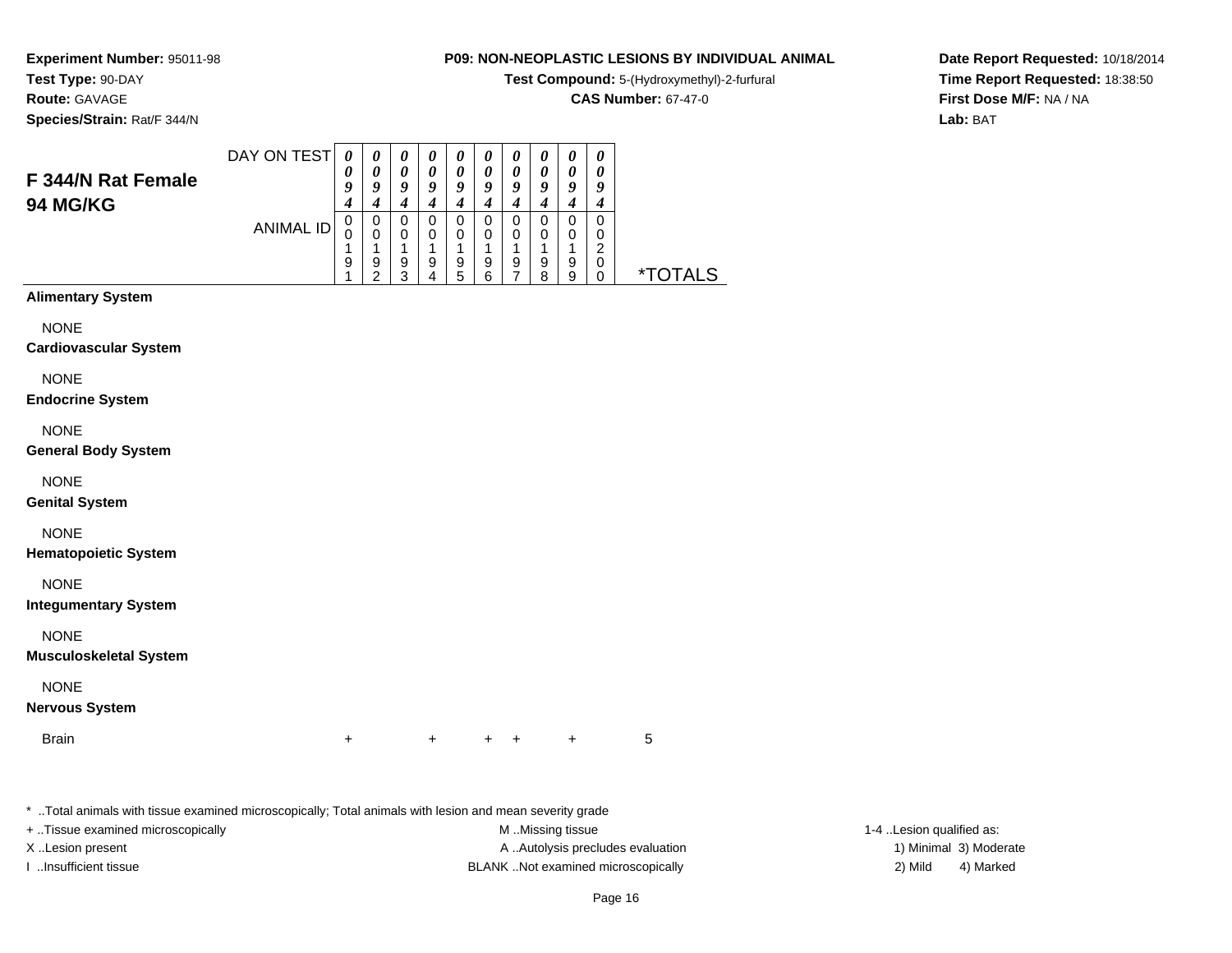**Experiment Number:** 95011-98
**Test Type:** 90-DAY
**Route:** GAVAGE
**Species/Strain:** Rat/F 344/N

**P09: NON-NEOPLASTIC LESIONS BY INDIVIDUAL ANIMAL**
**Test Compound:** 5-(Hydroxymethyl)-2-furfural
**CAS Number:** 67-47-0

**Date Report Requested:** 10/18/2014
**Time Report Requested:** 18:38:50
**First Dose M/F:** NA / NA
**Lab:** BAT

## F 344/N Rat Female 94 MG/KG

| DAY ON TEST | 0094 | 0094 | 0094 | 0094 | 0094 | 0094 | 0094 | 0094 | 0094 | 0094 | |
|---|---|---|---|---|---|---|---|---|---|---|---|
| ANIMAL ID | 00191 | 00192 | 00193 | 00194 | 00195 | 00196 | 00197 | 00198 | 00199 | 00200 | *TOTALS |
| **Alimentary System** | | | | | | | | | | | |
| NONE | | | | | | | | | | | |
| **Cardiovascular System** | | | | | | | | | | | |
| NONE | | | | | | | | | | | |
| **Endocrine System** | | | | | | | | | | | |
| NONE | | | | | | | | | | | |
| **General Body System** | | | | | | | | | | | |
| NONE | | | | | | | | | | | |
| **Genital System** | | | | | | | | | | | |
| NONE | | | | | | | | | | | |
| **Hematopoietic System** | | | | | | | | | | | |
| NONE | | | | | | | | | | | |
| **Integumentary System** | | | | | | | | | | | |
| NONE | | | | | | | | | | | |
| **Musculoskeletal System** | | | | | | | | | | | |
| NONE | | | | | | | | | | | |
| **Nervous System** | | | | | | | | | | | |
| Brain | + | | | + | | + | + | | + | | 5 |

* ..Total animals with tissue examined microscopically; Total animals with lesion and mean severity grade
+ ..Tissue examined microscopically
X ..Lesion present
I ..Insufficient tissue
M ..Missing tissue
A ..Autolysis precludes evaluation
BLANK ..Not examined microscopically
1-4 ..Lesion qualified as:
1) Minimal 3) Moderate
2) Mild 4) Marked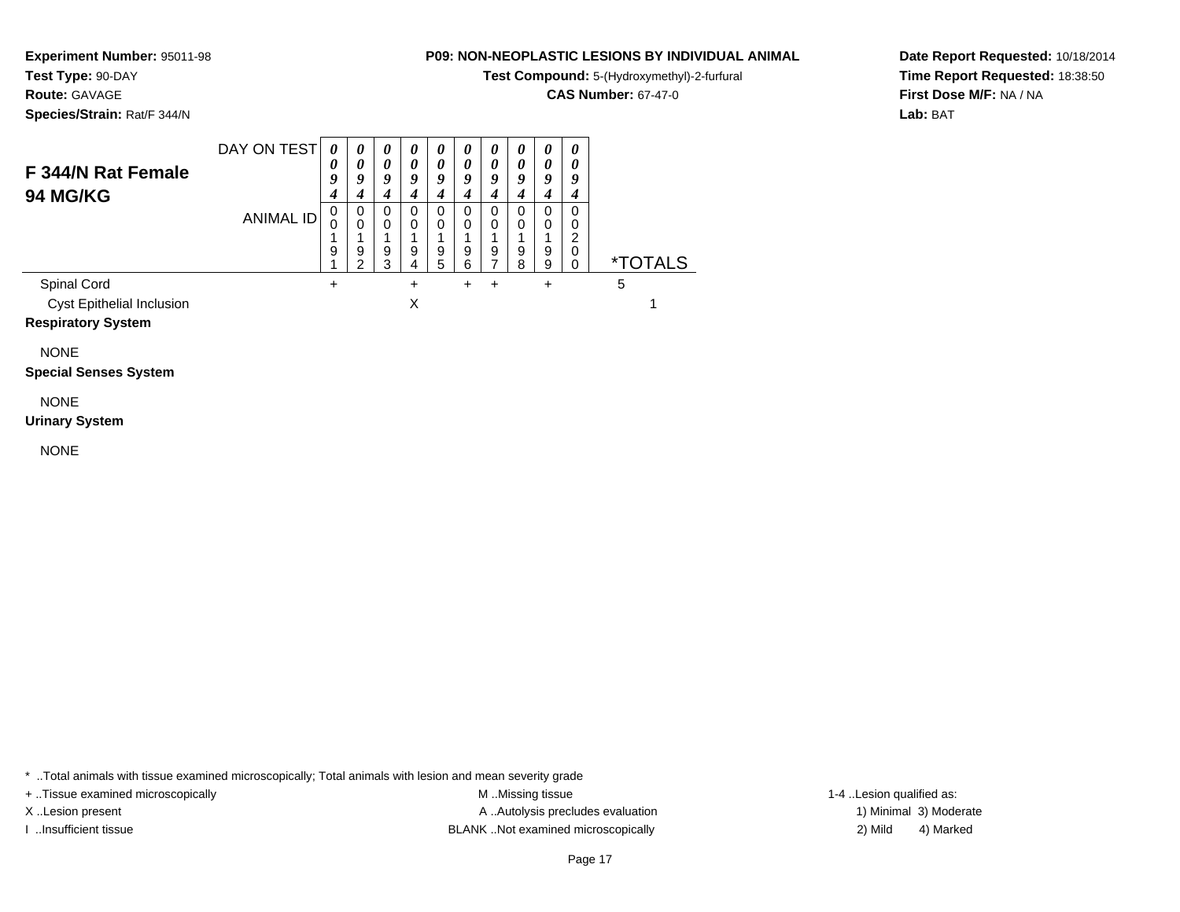**Experiment Number:** 95011-98
**Test Type:** 90-DAY
**Route:** GAVAGE
**Species/Strain:** Rat/F 344/N

**P09: NON-NEOPLASTIC LESIONS BY INDIVIDUAL ANIMAL**
**Test Compound:** 5-(Hydroxymethyl)-2-furfural
**CAS Number:** 67-47-0

**Date Report Requested:** 10/18/2014
**Time Report Requested:** 18:38:50
**First Dose M/F:** NA / NA
**Lab:** BAT

## F 344/N Rat Female 94 MG/KG

| DAY ON TEST | 0094 | 0094 | 0094 | 0094 | 0094 | 0094 | 0094 | 0094 | 0094 | 0094 | |
|---|---|---|---|---|---|---|---|---|---|---|---|
| ANIMAL ID | 00191 | 00192 | 00193 | 00194 | 00195 | 00196 | 00197 | 00198 | 00199 | 00200 | *TOTALS |
| Spinal Cord | + | | | + | | + | + | | + | | 5 |
| Cyst Epithelial Inclusion | | | | X | | | | | | | 1 |
| **Respiratory System** | | | | | | | | | | | |
| NONE | | | | | | | | | | | |
| **Special Senses System** | | | | | | | | | | | |
| NONE | | | | | | | | | | | |
| **Urinary System** | | | | | | | | | | | |
| NONE | | | | | | | | | | | |

* ..Total animals with tissue examined microscopically; Total animals with lesion and mean severity grade
+ ..Tissue examined microscopically
X ..Lesion present
I ..Insufficient tissue
M ..Missing tissue
A ..Autolysis precludes evaluation
BLANK ..Not examined microscopically
1-4 ..Lesion qualified as:
1) Minimal 3) Moderate
2) Mild 4) Marked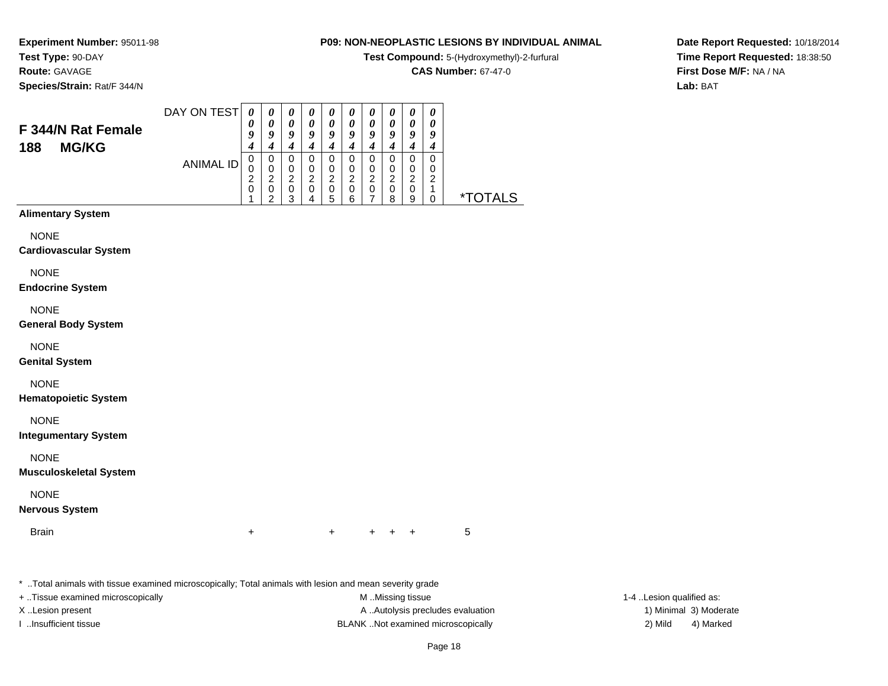**Experiment Number:** 95011-98
**Test Type:** 90-DAY
**Route:** GAVAGE
**Species/Strain:** Rat/F 344/N

**P09: NON-NEOPLASTIC LESIONS BY INDIVIDUAL ANIMAL**
**Test Compound:** 5-(Hydroxymethyl)-2-furfural
**CAS Number:** 67-47-0

**Date Report Requested:** 10/18/2014
**Time Report Requested:** 18:38:50
**First Dose M/F:** NA / NA
**Lab:** BAT

## F 344/N Rat Female 188 MG/KG

| | | | | | | | | | | | |
|---|---|---|---|---|---|---|---|---|---|---|---|
| DAY ON TEST | 0094 | 0094 | 0094 | 0094 | 0094 | 0094 | 0094 | 0094 | 0094 | 0094 | |
| ANIMAL ID | 00201 | 00202 | 00203 | 00204 | 00205 | 00206 | 00207 | 00208 | 00209 | 00210 | *TOTALS |
| **Alimentary System** | | | | | | | | | | | |
| NONE | | | | | | | | | | | |
| **Cardiovascular System** | | | | | | | | | | | |
| NONE | | | | | | | | | | | |
| **Endocrine System** | | | | | | | | | | | |
| NONE | | | | | | | | | | | |
| **General Body System** | | | | | | | | | | | |
| NONE | | | | | | | | | | | |
| **Genital System** | | | | | | | | | | | |
| NONE | | | | | | | | | | | |
| **Hematopoietic System** | | | | | | | | | | | |
| NONE | | | | | | | | | | | |
| **Integumentary System** | | | | | | | | | | | |
| NONE | | | | | | | | | | | |
| **Musculoskeletal System** | | | | | | | | | | | |
| NONE | | | | | | | | | | | |
| **Nervous System** | | | | | | | | | | | |
| Brain | + | | | | + | | + | + | + | | 5 |

* ..Total animals with tissue examined microscopically; Total animals with lesion and mean severity grade

+ ..Tissue examined microscopically
X ..Lesion present
I ..Insufficient tissue

M ..Missing tissue
A ..Autolysis precludes evaluation
BLANK ..Not examined microscopically

1-4 ..Lesion qualified as:
1) Minimal 3) Moderate
2) Mild 4) Marked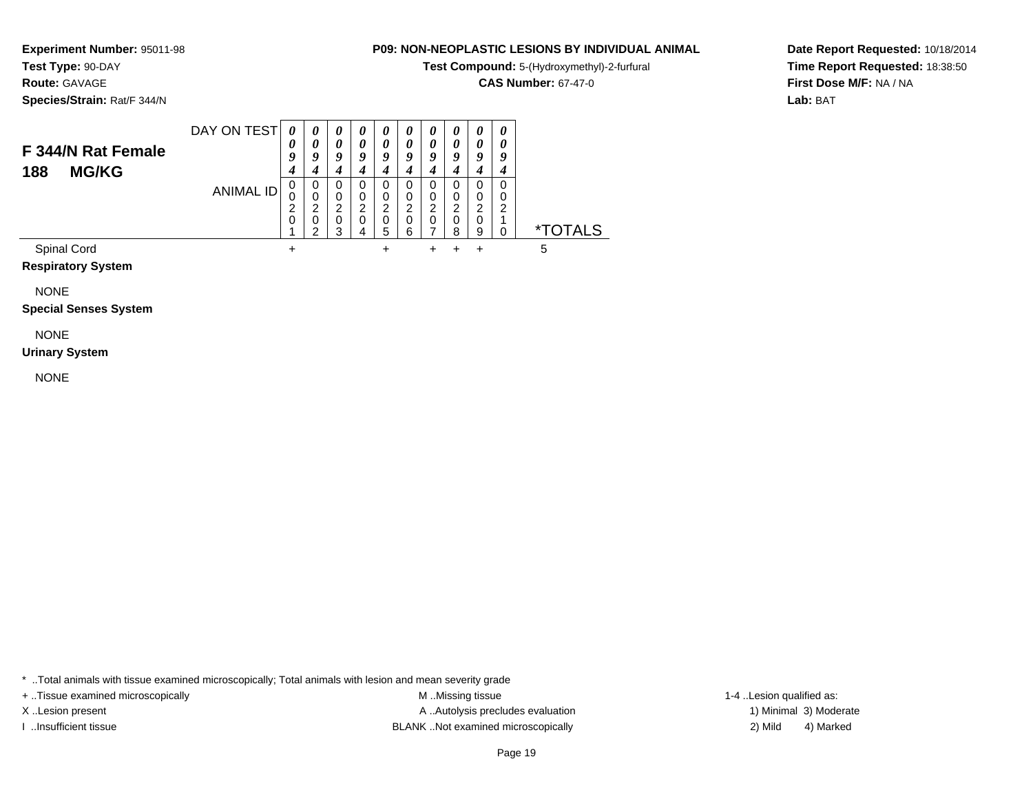**Experiment Number:** 95011-98
**Test Type:** 90-DAY
**Route:** GAVAGE
**Species/Strain:** Rat/F 344/N

**P09: NON-NEOPLASTIC LESIONS BY INDIVIDUAL ANIMAL**
**Test Compound:** 5-(Hydroxymethyl)-2-furfural
**CAS Number:** 67-47-0

**Date Report Requested:** 10/18/2014
**Time Report Requested:** 18:38:50
**First Dose M/F:** NA / NA
**Lab:** BAT

## F 344/N Rat Female 188 MG/KG

| DAY ON TEST | 0094 | 0094 | 0094 | 0094 | 0094 | 0094 | 0094 | 0094 | 0094 | 0094 | |
|---|---|---|---|---|---|---|---|---|---|---|---|
| ANIMAL ID | 00201 | 00202 | 00203 | 00204 | 00205 | 00206 | 00207 | 00208 | 00209 | 00210 | *TOTALS |
| Spinal Cord | + | | | | + | | + | + | + | | 5 |
| **Respiratory System** | | | | | | | | | | | |
| NONE | | | | | | | | | | | |
| **Special Senses System** | | | | | | | | | | | |
| NONE | | | | | | | | | | | |
| **Urinary System** | | | | | | | | | | | |
| NONE | | | | | | | | | | | |

* ..Total animals with tissue examined microscopically; Total animals with lesion and mean severity grade
+ ..Tissue examined microscopically
X ..Lesion present
I ..Insufficient tissue
M ..Missing tissue
A ..Autolysis precludes evaluation
BLANK ..Not examined microscopically
1-4 ..Lesion qualified as:
1) Minimal 3) Moderate
2) Mild 4) Marked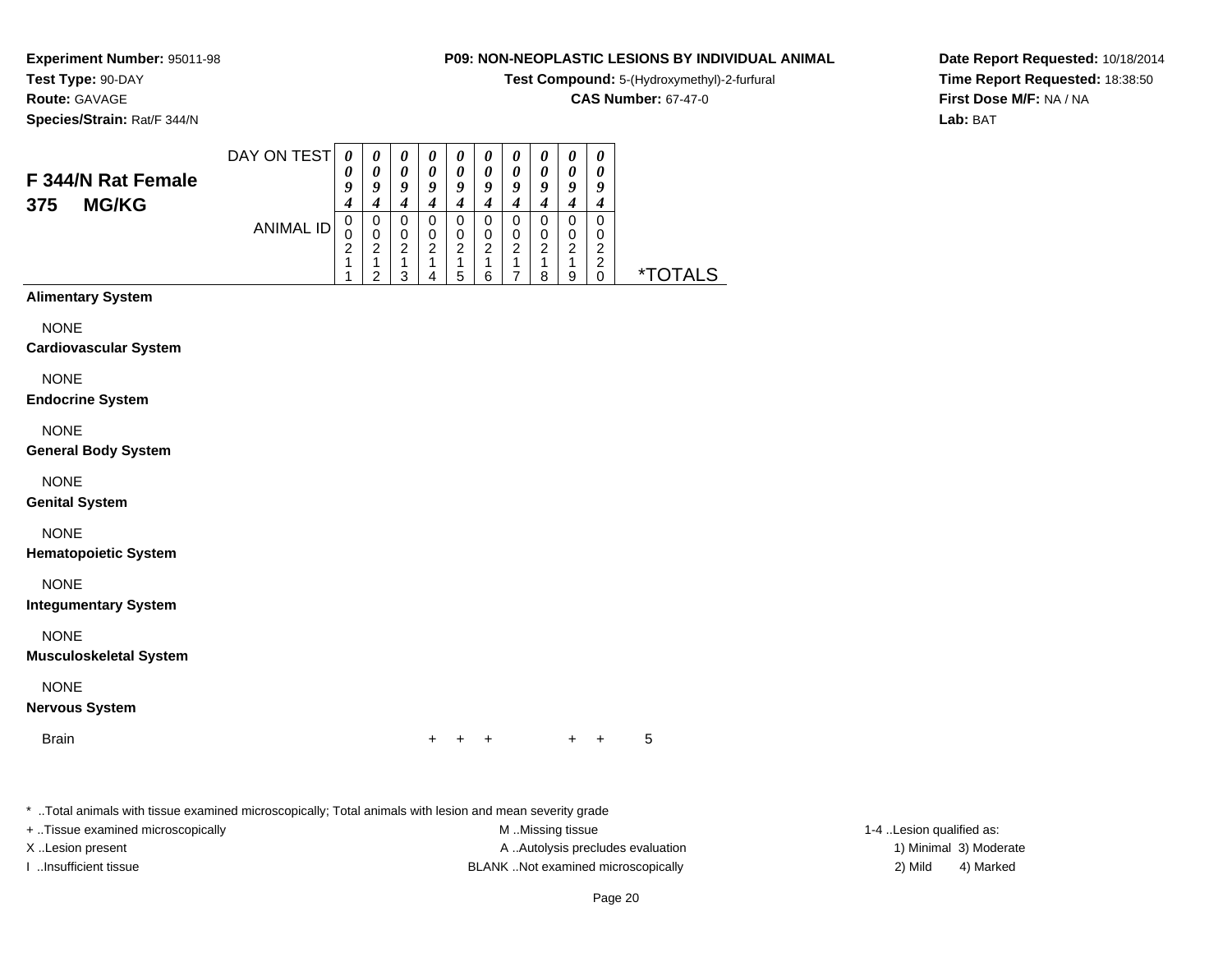**Experiment Number:** 95011-98
**Test Type:** 90-DAY
**Route:** GAVAGE
**Species/Strain:** Rat/F 344/N

**P09: NON-NEOPLASTIC LESIONS BY INDIVIDUAL ANIMAL**
**Test Compound:** 5-(Hydroxymethyl)-2-furfural
**CAS Number:** 67-47-0

**Date Report Requested:** 10/18/2014
**Time Report Requested:** 18:38:50
**First Dose M/F:** NA / NA
**Lab:** BAT

## F 344/N Rat Female 375 MG/KG

| | | | | | | | | | | | |
|---|---|---|---|---|---|---|---|---|---|---|---|
| DAY ON TEST | 0094 | 0094 | 0094 | 0094 | 0094 | 0094 | 0094 | 0094 | 0094 | 0094 | |
| ANIMAL ID | 00211 | 00212 | 00213 | 00214 | 00215 | 00216 | 00217 | 00218 | 00219 | 00220 | *TOTALS |
| **Alimentary System** | | | | | | | | | | | |
| NONE | | | | | | | | | | | |
| **Cardiovascular System** | | | | | | | | | | | |
| NONE | | | | | | | | | | | |
| **Endocrine System** | | | | | | | | | | | |
| NONE | | | | | | | | | | | |
| **General Body System** | | | | | | | | | | | |
| NONE | | | | | | | | | | | |
| **Genital System** | | | | | | | | | | | |
| NONE | | | | | | | | | | | |
| **Hematopoietic System** | | | | | | | | | | | |
| NONE | | | | | | | | | | | |
| **Integumentary System** | | | | | | | | | | | |
| NONE | | | | | | | | | | | |
| **Musculoskeletal System** | | | | | | | | | | | |
| NONE | | | | | | | | | | | |
| **Nervous System** | | | | | | | | | | | |
| Brain | | | | + | + | + | | | + | + | 5 |

* ..Total animals with tissue examined microscopically; Total animals with lesion and mean severity grade

+ ..Tissue examined microscopically
X ..Lesion present
I ..Insufficient tissue

M ..Missing tissue
A ..Autolysis precludes evaluation
BLANK ..Not examined microscopically

1-4 ..Lesion qualified as:
1) Minimal 3) Moderate
2) Mild 4) Marked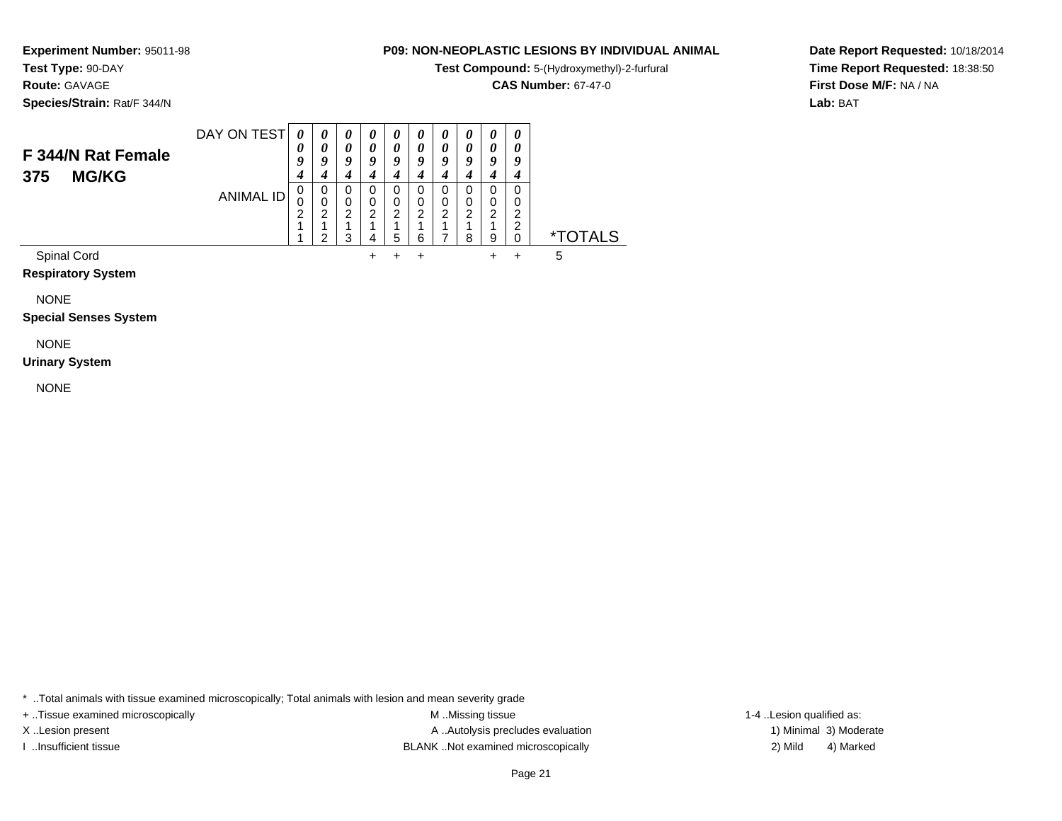**Experiment Number:** 95011-98
**Test Type:** 90-DAY
**Route:** GAVAGE
**Species/Strain:** Rat/F 344/N

**P09: NON-NEOPLASTIC LESIONS BY INDIVIDUAL ANIMAL**
**Test Compound:** 5-(Hydroxymethyl)-2-furfural
**CAS Number:** 67-47-0

**Date Report Requested:** 10/18/2014
**Time Report Requested:** 18:38:50
**First Dose M/F:** NA / NA
**Lab:** BAT

## F 344/N Rat Female 375 MG/KG

| DAY ON TEST | 0094 | 0094 | 0094 | 0094 | 0094 | 0094 | 0094 | 0094 | 0094 | 0094 | |
|---|---|---|---|---|---|---|---|---|---|---|---|
| ANIMAL ID | 00211 | 00212 | 00213 | 00214 | 00215 | 00216 | 00217 | 00218 | 00219 | 00220 | *TOTALS |
| Spinal Cord | | | | + | + | + | | | + | + | 5 |
| **Respiratory System** | | | | | | | | | | | |
| NONE | | | | | | | | | | | |
| **Special Senses System** | | | | | | | | | | | |
| NONE | | | | | | | | | | | |
| **Urinary System** | | | | | | | | | | | |
| NONE | | | | | | | | | | | |

* ..Total animals with tissue examined microscopically; Total animals with lesion and mean severity grade
+ ..Tissue examined microscopically
X ..Lesion present
I ..Insufficient tissue
M ..Missing tissue
A ..Autolysis precludes evaluation
BLANK ..Not examined microscopically
1-4 ..Lesion qualified as:
1) Minimal 3) Moderate
2) Mild 4) Marked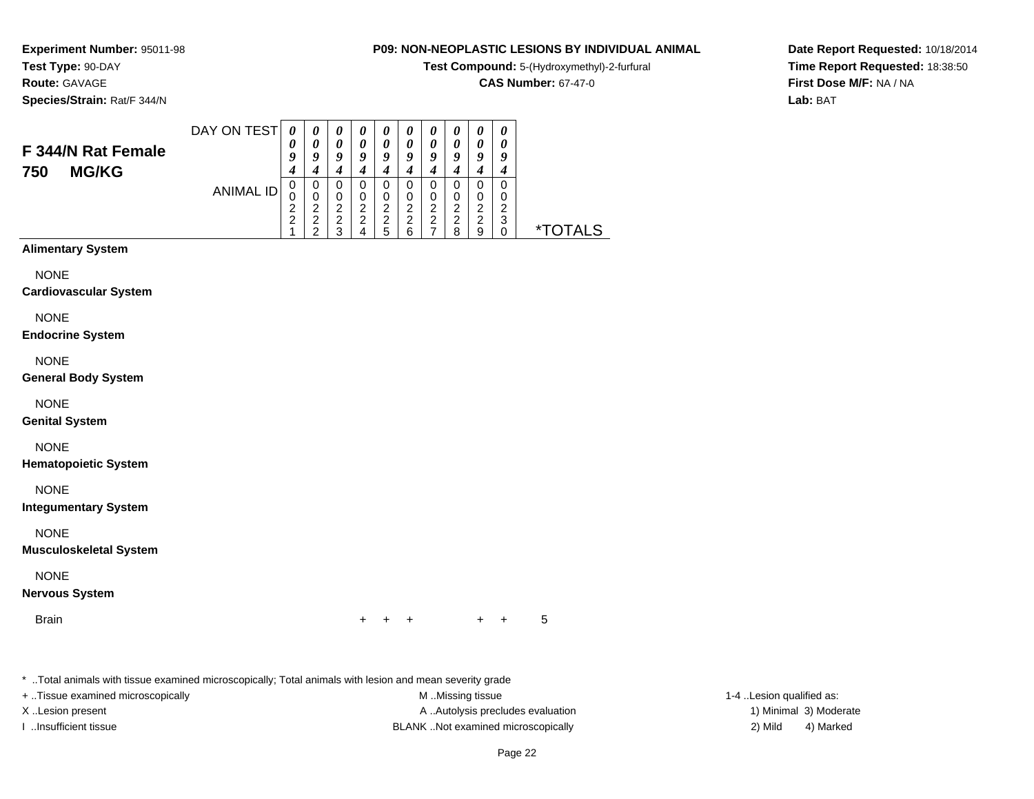**Experiment Number:** 95011-98
**Test Type:** 90-DAY
**Route:** GAVAGE
**Species/Strain:** Rat/F 344/N

**P09: NON-NEOPLASTIC LESIONS BY INDIVIDUAL ANIMAL**
**Test Compound:** 5-(Hydroxymethyl)-2-furfural
**CAS Number:** 67-47-0

**Date Report Requested:** 10/18/2014
**Time Report Requested:** 18:38:50
**First Dose M/F:** NA / NA
**Lab:** BAT

## F 344/N Rat Female 750 MG/KG

| DAY ON TEST | 0094 | 0094 | 0094 | 0094 | 0094 | 0094 | 0094 | 0094 | 0094 | 0094 | |
|---|---|---|---|---|---|---|---|---|---|---|---|
| ANIMAL ID | 00221 | 00222 | 00223 | 00224 | 00225 | 00226 | 00227 | 00228 | 00229 | 00230 | *TOTALS |
| **Alimentary System** | | | | | | | | | | | |
| NONE | | | | | | | | | | | |
| **Cardiovascular System** | | | | | | | | | | | |
| NONE | | | | | | | | | | | |
| **Endocrine System** | | | | | | | | | | | |
| NONE | | | | | | | | | | | |
| **General Body System** | | | | | | | | | | | |
| NONE | | | | | | | | | | | |
| **Genital System** | | | | | | | | | | | |
| NONE | | | | | | | | | | | |
| **Hematopoietic System** | | | | | | | | | | | |
| NONE | | | | | | | | | | | |
| **Integumentary System** | | | | | | | | | | | |
| NONE | | | | | | | | | | | |
| **Musculoskeletal System** | | | | | | | | | | | |
| NONE | | | | | | | | | | | |
| **Nervous System** | | | | | | | | | | | |
| Brain | | | | + | + | + | | | + | + | 5 |

\* ..Total animals with tissue examined microscopically; Total animals with lesion and mean severity grade
+ ..Tissue examined microscopically
X ..Lesion present
I ..Insufficient tissue

M ..Missing tissue
A ..Autolysis precludes evaluation
BLANK ..Not examined microscopically

1-4 ..Lesion qualified as:
1) Minimal 3) Moderate
2) Mild 4) Marked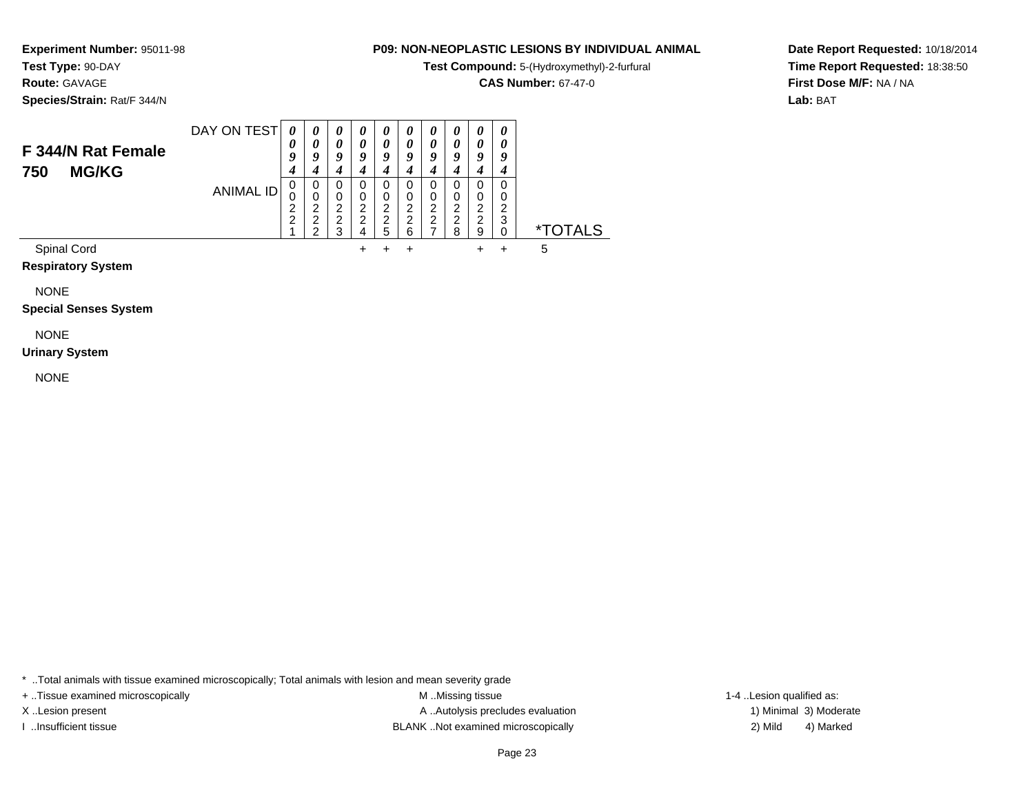**Experiment Number:** 95011-98
**Test Type:** 90-DAY
**Route:** GAVAGE
**Species/Strain:** Rat/F 344/N

**P09: NON-NEOPLASTIC LESIONS BY INDIVIDUAL ANIMAL**
**Test Compound:** 5-(Hydroxymethyl)-2-furfural
**CAS Number:** 67-47-0

**Date Report Requested:** 10/18/2014
**Time Report Requested:** 18:38:50
**First Dose M/F:** NA / NA
**Lab:** BAT

## F 344/N Rat Female
## 750 MG/KG

| DAY ON TEST | 0094 | 0094 | 0094 | 0094 | 0094 | 0094 | 0094 | 0094 | 0094 | 0094 | |
|---|---|---|---|---|---|---|---|---|---|---|---|
| ANIMAL ID | 00221 | 00222 | 00223 | 00224 | 00225 | 00226 | 00227 | 00228 | 00229 | 00230 | *TOTALS |
| Spinal Cord | | | | + | + | + | | | + | + | 5 |
| **Respiratory System** | | | | | | | | | | | |
| NONE | | | | | | | | | | | |
| **Special Senses System** | | | | | | | | | | | |
| NONE | | | | | | | | | | | |
| **Urinary System** | | | | | | | | | | | |
| NONE | | | | | | | | | | | |

* ..Total animals with tissue examined microscopically; Total animals with lesion and mean severity grade
+ ..Tissue examined microscopically
X ..Lesion present
I ..Insufficient tissue
M ..Missing tissue
A ..Autolysis precludes evaluation
BLANK ..Not examined microscopically
1-4 ..Lesion qualified as:
1) Minimal 3) Moderate
2) Mild 4) Marked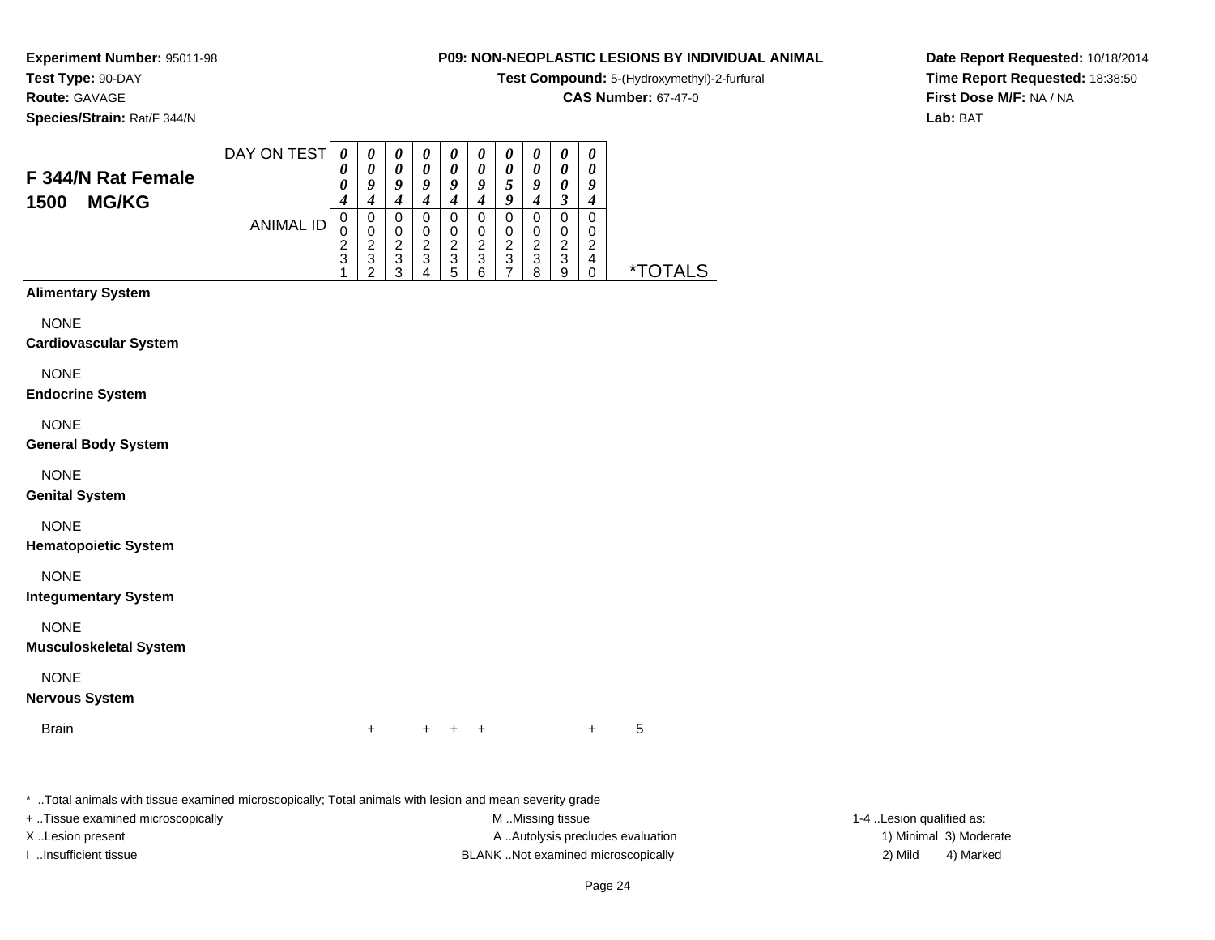**Experiment Number:** 95011-98
**Test Type:** 90-DAY
**Route:** GAVAGE
**Species/Strain:** Rat/F 344/N

**P09: NON-NEOPLASTIC LESIONS BY INDIVIDUAL ANIMAL**
**Test Compound:** 5-(Hydroxymethyl)-2-furfural
**CAS Number:** 67-47-0

**Date Report Requested:** 10/18/2014
**Time Report Requested:** 18:38:50
**First Dose M/F:** NA / NA
**Lab:** BAT

## F 344/N Rat Female 1500 MG/KG

| DAY ON TEST | 0004 | 0094 | 0094 | 0094 | 0094 | 0094 | 0059 | 0094 | 0003 | 0094 | |
|---|---|---|---|---|---|---|---|---|---|---|---|
| **ANIMAL ID** | 0023 1 | 0023 2 | 0023 3 | 0023 4 | 0023 5 | 0023 6 | 0023 7 | 0023 8 | 0023 9 | 0024 0 | ***TOTALS** |
| **Alimentary System** | | | | | | | | | | | |
| NONE | | | | | | | | | | | |
| **Cardiovascular System** | | | | | | | | | | | |
| NONE | | | | | | | | | | | |
| **Endocrine System** | | | | | | | | | | | |
| NONE | | | | | | | | | | | |
| **General Body System** | | | | | | | | | | | |
| NONE | | | | | | | | | | | |
| **Genital System** | | | | | | | | | | | |
| NONE | | | | | | | | | | | |
| **Hematopoietic System** | | | | | | | | | | | |
| NONE | | | | | | | | | | | |
| **Integumentary System** | | | | | | | | | | | |
| NONE | | | | | | | | | | | |
| **Musculoskeletal System** | | | | | | | | | | | |
| NONE | | | | | | | | | | | |
| **Nervous System** | | | | | | | | | | | |
| Brain | | + | | + | + | + | | | | + | 5 |

\* ..Total animals with tissue examined microscopically; Total animals with lesion and mean severity grade

+ ..Tissue examined microscopically
X ..Lesion present
I ..Insufficient tissue

M ..Missing tissue
A ..Autolysis precludes evaluation
BLANK ..Not examined microscopically

1-4 ..Lesion qualified as:
1) Minimal 3) Moderate
2) Mild 4) Marked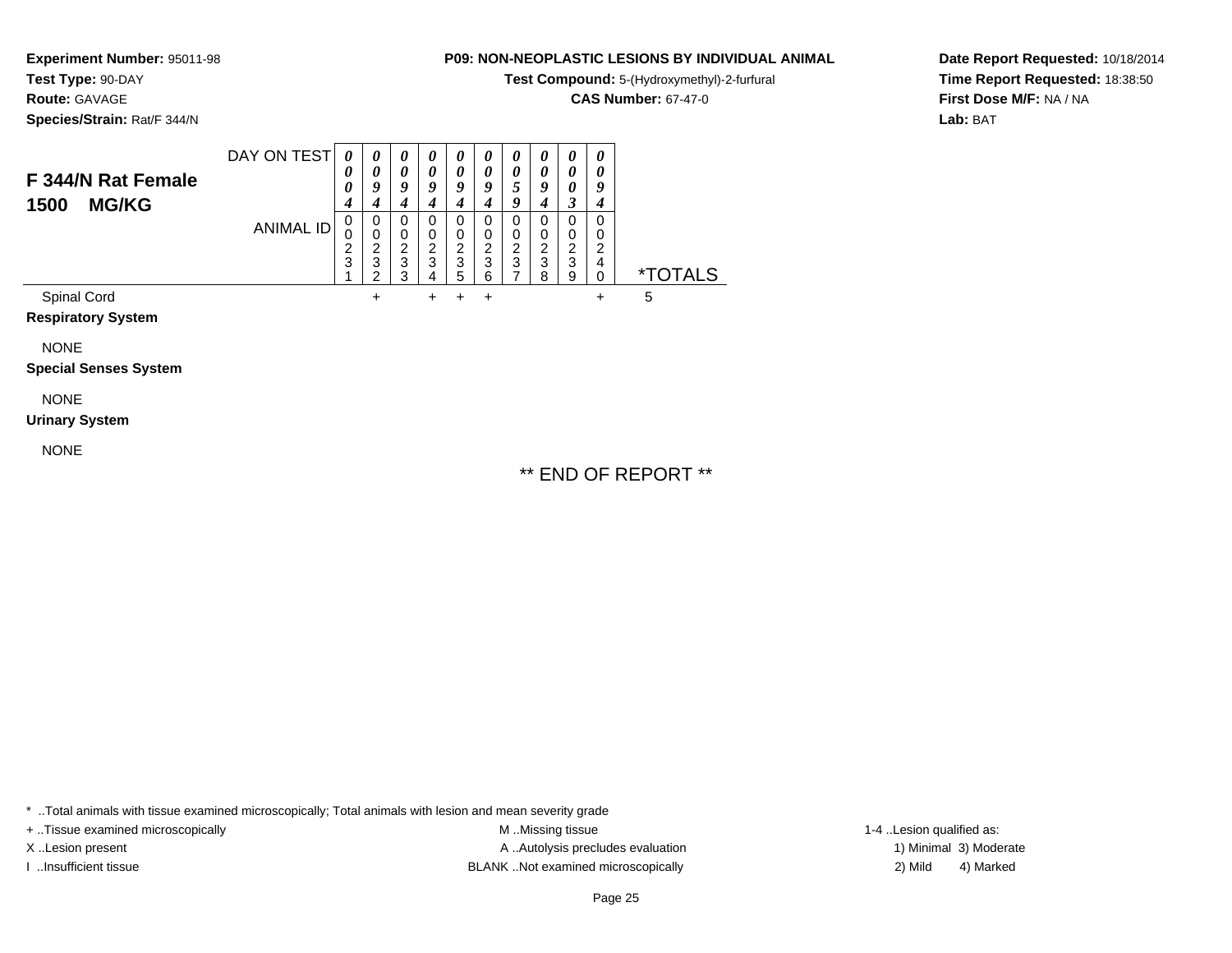**Experiment Number:** 95011-98
**Test Type:** 90-DAY
**Route:** GAVAGE
**Species/Strain:** Rat/F 344/N

**P09: NON-NEOPLASTIC LESIONS BY INDIVIDUAL ANIMAL**
**Test Compound:** 5-(Hydroxymethyl)-2-furfural
**CAS Number:** 67-47-0

**Date Report Requested:** 10/18/2014
**Time Report Requested:** 18:38:50
**First Dose M/F:** NA / NA
**Lab:** BAT

## F 344/N Rat Female 1500 MG/KG

| DAY ON TEST | 0004 | 0094 | 0094 | 0094 | 0094 | 0094 | 0059 | 0094 | 0003 | 0094 | |
|---|---|---|---|---|---|---|---|---|---|---|---|
| ANIMAL ID | 00231 | 00232 | 00233 | 00234 | 00235 | 00236 | 00237 | 00238 | 00239 | 00240 | *TOTALS |
| Spinal Cord | | + | | + | + | + | | | | + | 5 |
| **Respiratory System** | | | | | | | | | | | |
| NONE | | | | | | | | | | | |
| **Special Senses System** | | | | | | | | | | | |
| NONE | | | | | | | | | | | |
| **Urinary System** | | | | | | | | | | | |
| NONE | | | | | | | | | | | |

** END OF REPORT **

* ..Total animals with tissue examined microscopically; Total animals with lesion and mean severity grade
+ ..Tissue examined microscopically
X ..Lesion present
I ..Insufficient tissue
M ..Missing tissue
A ..Autolysis precludes evaluation
BLANK ..Not examined microscopically
1-4 ..Lesion qualified as:
1) Minimal 3) Moderate
2) Mild 4) Marked